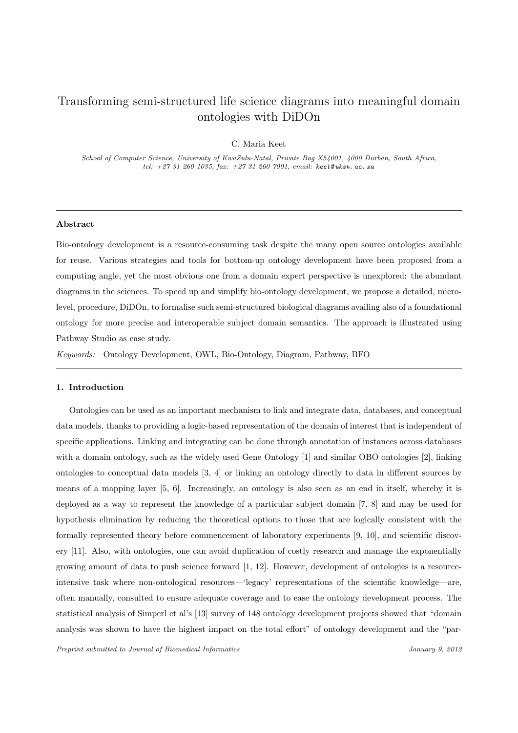# Transforming semi-structured life science diagrams into meaningful domain ontologies with DiDOn

C. Maria Keet

*School of Computer Science, University of KwaZulu-Natal, Private Bag X54001, 4000 Durban, South Africa, tel: +27 31 260 1035, fax: +27 31 260 7001, email: keet@ukzn.ac.za*

---

### Abstract

Bio-ontology development is a resource-consuming task despite the many open source ontologies available for reuse. Various strategies and tools for bottom-up ontology development have been proposed from a computing angle, yet the most obvious one from a domain expert perspective is unexplored: the abundant diagrams in the sciences. To speed up and simplify bio-ontology development, we propose a detailed, micro-level, procedure, DiDOn, to formalise such semi-structured biological diagrams availing also of a foundational ontology for more precise and interoperable subject domain semantics. The approach is illustrated using Pathway Studio as case study.

*Keywords:* Ontology Development, OWL, Bio-Ontology, Diagram, Pathway, BFO

---

## 1. Introduction

Ontologies can be used as an important mechanism to link and integrate data, databases, and conceptual data models, thanks to providing a logic-based representation of the domain of interest that is independent of specific applications. Linking and integrating can be done through annotation of instances across databases with a domain ontology, such as the widely used Gene Ontology [1] and similar OBO ontologies [2], linking ontologies to conceptual data models [3, 4] or linking an ontology directly to data in different sources by means of a mapping layer [5, 6]. Increasingly, an ontology is also seen as an end in itself, whereby it is deployed as a way to represent the knowledge of a particular subject domain [7, 8] and may be used for hypothesis elimination by reducing the theoretical options to those that are logically consistent with the formally represented theory before commencement of laboratory experiments [9, 10], and scientific discovery [11]. Also, with ontologies, one can avoid duplication of costly research and manage the exponentially growing amount of data to push science forward [1, 12]. However, development of ontologies is a resource-intensive task where non-ontological resources—'legacy' representations of the scientific knowledge—are, often manually, consulted to ensure adequate coverage and to ease the ontology development process. The statistical analysis of Simperl et al's [13] survey of 148 ontology development projects showed that "domain analysis was shown to have the highest impact on the total effort" of ontology development and the "par-

*Preprint submitted to Journal of Biomedical Informatics* *January 9, 2012*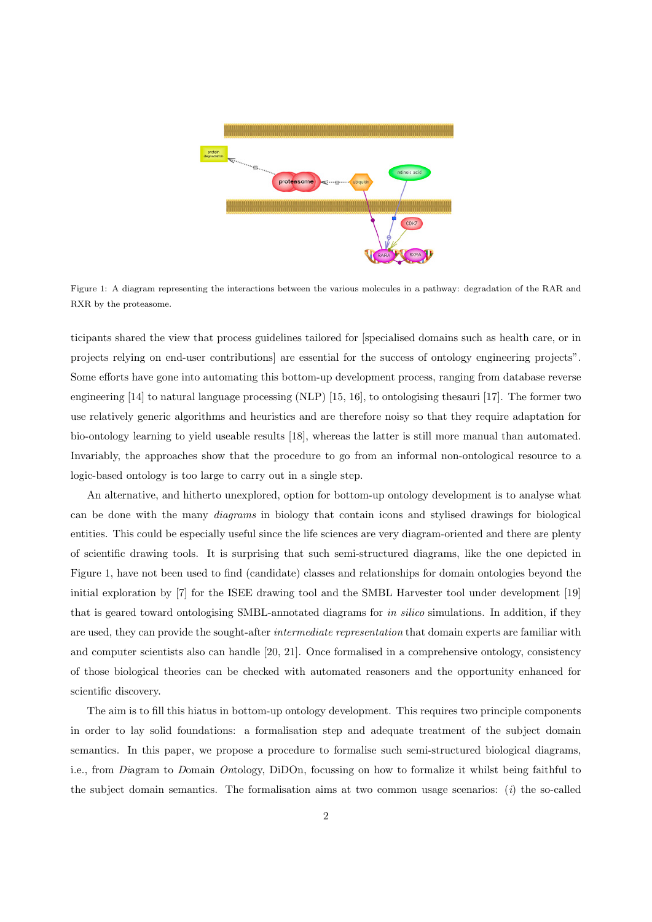Figure 1: A diagram representing the interactions between the various molecules in a pathway: degradation of the RAR and RXR by the proteasome.

ticipants shared the view that process guidelines tailored for [specialised domains such as health care, or in projects relying on end-user contributions] are essential for the success of ontology engineering projects". Some efforts have gone into automating this bottom-up development process, ranging from database reverse engineering [14] to natural language processing (NLP) [15, 16], to ontologising thesauri [17]. The former two use relatively generic algorithms and heuristics and are therefore noisy so that they require adaptation for bio-ontology learning to yield useable results [18], whereas the latter is still more manual than automated. Invariably, the approaches show that the procedure to go from an informal non-ontological resource to a logic-based ontology is too large to carry out in a single step.

An alternative, and hitherto unexplored, option for bottom-up ontology development is to analyse what can be done with the many *diagrams* in biology that contain icons and stylised drawings for biological entities. This could be especially useful since the life sciences are very diagram-oriented and there are plenty of scientific drawing tools. It is surprising that such semi-structured diagrams, like the one depicted in Figure 1, have not been used to find (candidate) classes and relationships for domain ontologies beyond the initial exploration by [7] for the ISEE drawing tool and the SMBL Harvester tool under development [19] that is geared toward ontologising SMBL-annotated diagrams for *in silico* simulations. In addition, if they are used, they can provide the sought-after *intermediate representation* that domain experts are familiar with and computer scientists also can handle [20, 21]. Once formalised in a comprehensive ontology, consistency of those biological theories can be checked with automated reasoners and the opportunity enhanced for scientific discovery.

The aim is to fill this hiatus in bottom-up ontology development. This requires two principle components in order to lay solid foundations: a formalisation step and adequate treatment of the subject domain semantics. In this paper, we propose a procedure to formalise such semi-structured biological diagrams, i.e., from *Di*agram to *D*omain *On*tology, DiDOn, focussing on how to formalize it whilst being faithful to the subject domain semantics. The formalisation aims at two common usage scenarios: (*i*) the so-called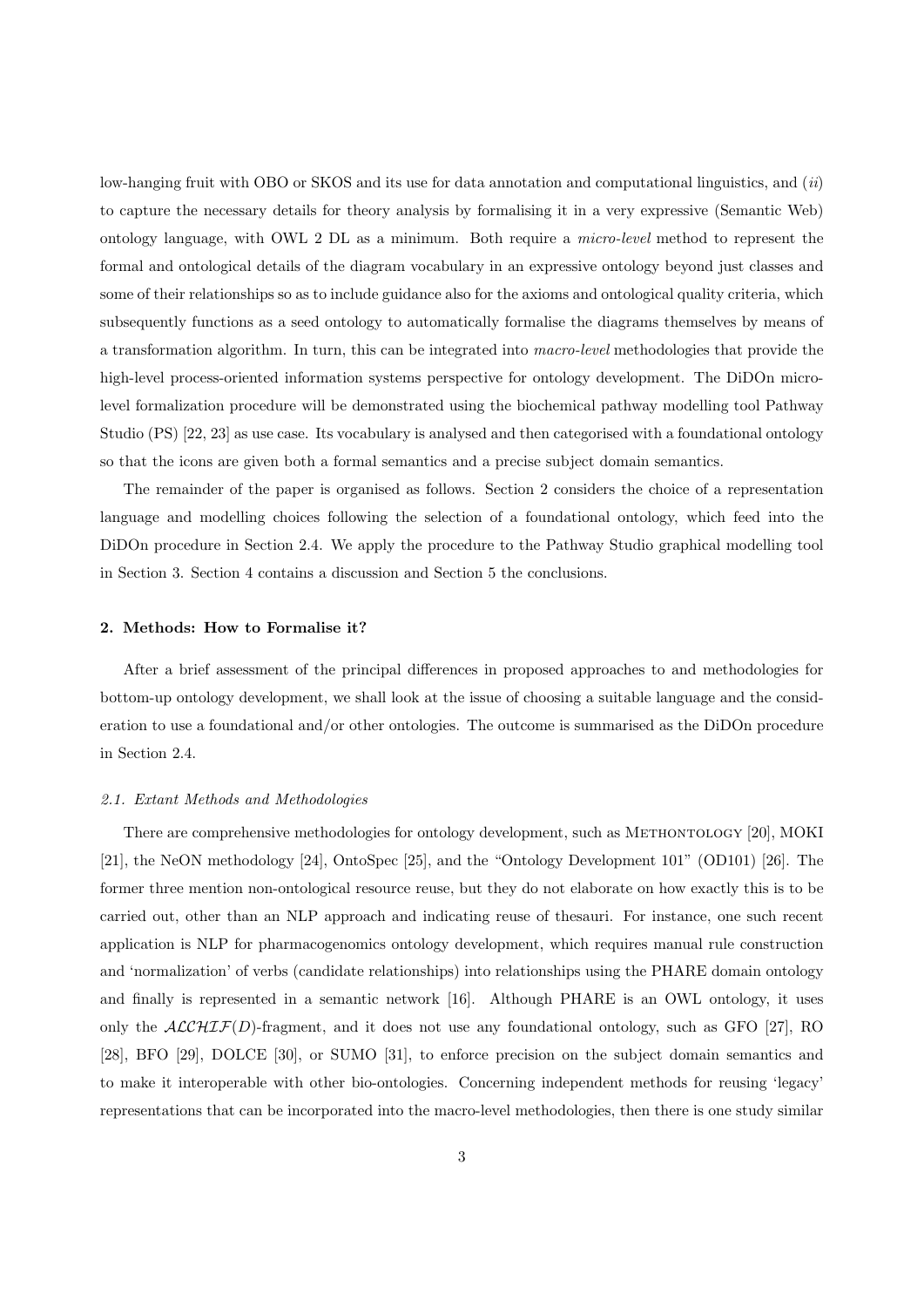low-hanging fruit with OBO or SKOS and its use for data annotation and computational linguistics, and (*ii*) to capture the necessary details for theory analysis by formalising it in a very expressive (Semantic Web) ontology language, with OWL 2 DL as a minimum. Both require a *micro-level* method to represent the formal and ontological details of the diagram vocabulary in an expressive ontology beyond just classes and some of their relationships so as to include guidance also for the axioms and ontological quality criteria, which subsequently functions as a seed ontology to automatically formalise the diagrams themselves by means of a transformation algorithm. In turn, this can be integrated into *macro-level* methodologies that provide the high-level process-oriented information systems perspective for ontology development. The DiDOn micro-level formalization procedure will be demonstrated using the biochemical pathway modelling tool Pathway Studio (PS) [22, 23] as use case. Its vocabulary is analysed and then categorised with a foundational ontology so that the icons are given both a formal semantics and a precise subject domain semantics.

The remainder of the paper is organised as follows. Section 2 considers the choice of a representation language and modelling choices following the selection of a foundational ontology, which feed into the DiDOn procedure in Section 2.4. We apply the procedure to the Pathway Studio graphical modelling tool in Section 3. Section 4 contains a discussion and Section 5 the conclusions.

## 2. Methods: How to Formalise it?

After a brief assessment of the principal differences in proposed approaches to and methodologies for bottom-up ontology development, we shall look at the issue of choosing a suitable language and the consideration to use a foundational and/or other ontologies. The outcome is summarised as the DiDOn procedure in Section 2.4.

### *2.1. Extant Methods and Methodologies*

There are comprehensive methodologies for ontology development, such as METHONTOLOGY [20], MOKI [21], the NeON methodology [24], OntoSpec [25], and the "Ontology Development 101" (OD101) [26]. The former three mention non-ontological resource reuse, but they do not elaborate on how exactly this is to be carried out, other than an NLP approach and indicating reuse of thesauri. For instance, one such recent application is NLP for pharmacogenomics ontology development, which requires manual rule construction and 'normalization' of verbs (candidate relationships) into relationships using the PHARE domain ontology and finally is represented in a semantic network [16]. Although PHARE is an OWL ontology, it uses only the $\mathcal{ALCHIF}(D)$-fragment, and it does not use any foundational ontology, such as GFO [27], RO [28], BFO [29], DOLCE [30], or SUMO [31], to enforce precision on the subject domain semantics and to make it interoperable with other bio-ontologies. Concerning independent methods for reusing 'legacy' representations that can be incorporated into the macro-level methodologies, then there is one study similar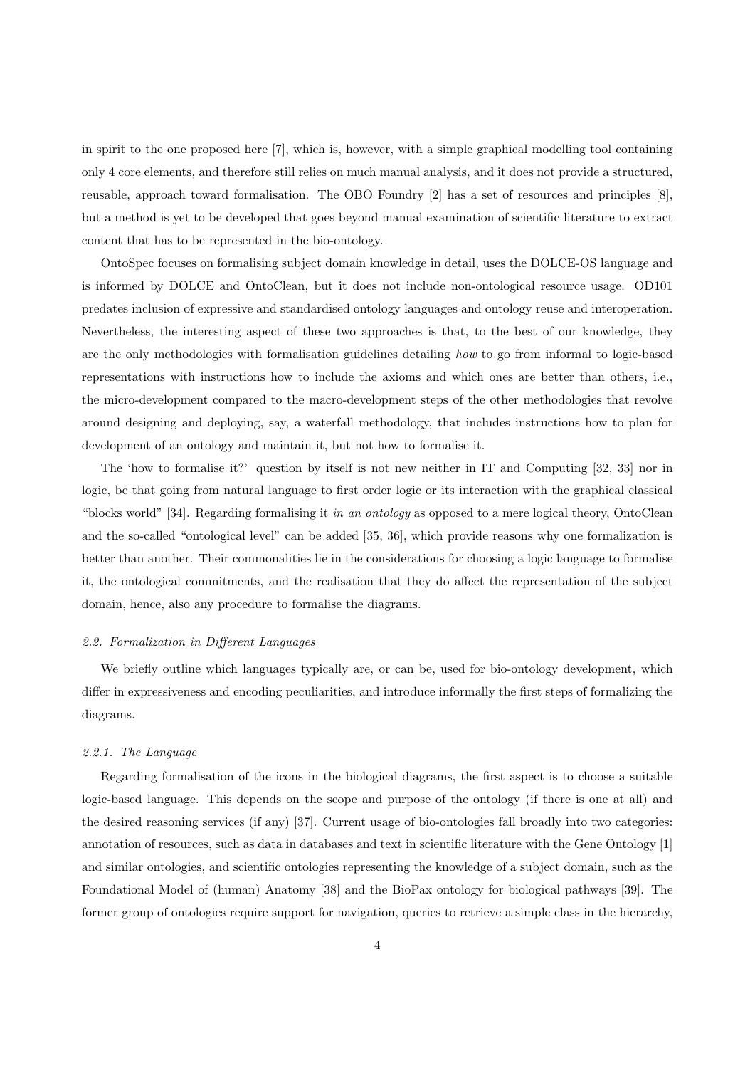in spirit to the one proposed here [7], which is, however, with a simple graphical modelling tool containing only 4 core elements, and therefore still relies on much manual analysis, and it does not provide a structured, reusable, approach toward formalisation. The OBO Foundry [2] has a set of resources and principles [8], but a method is yet to be developed that goes beyond manual examination of scientific literature to extract content that has to be represented in the bio-ontology.

OntoSpec focuses on formalising subject domain knowledge in detail, uses the DOLCE-OS language and is informed by DOLCE and OntoClean, but it does not include non-ontological resource usage. OD101 predates inclusion of expressive and standardised ontology languages and ontology reuse and interoperation. Nevertheless, the interesting aspect of these two approaches is that, to the best of our knowledge, they are the only methodologies with formalisation guidelines detailing *how* to go from informal to logic-based representations with instructions how to include the axioms and which ones are better than others, i.e., the micro-development compared to the macro-development steps of the other methodologies that revolve around designing and deploying, say, a waterfall methodology, that includes instructions how to plan for development of an ontology and maintain it, but not how to formalise it.

The 'how to formalise it?' question by itself is not new neither in IT and Computing [32, 33] nor in logic, be that going from natural language to first order logic or its interaction with the graphical classical "blocks world" [34]. Regarding formalising it *in an ontology* as opposed to a mere logical theory, OntoClean and the so-called "ontological level" can be added [35, 36], which provide reasons why one formalization is better than another. Their commonalities lie in the considerations for choosing a logic language to formalise it, the ontological commitments, and the realisation that they do affect the representation of the subject domain, hence, also any procedure to formalise the diagrams.

### *2.2. Formalization in Different Languages*

We briefly outline which languages typically are, or can be, used for bio-ontology development, which differ in expressiveness and encoding peculiarities, and introduce informally the first steps of formalizing the diagrams.

#### *2.2.1. The Language*

Regarding formalisation of the icons in the biological diagrams, the first aspect is to choose a suitable logic-based language. This depends on the scope and purpose of the ontology (if there is one at all) and the desired reasoning services (if any) [37]. Current usage of bio-ontologies fall broadly into two categories: annotation of resources, such as data in databases and text in scientific literature with the Gene Ontology [1] and similar ontologies, and scientific ontologies representing the knowledge of a subject domain, such as the Foundational Model of (human) Anatomy [38] and the BioPax ontology for biological pathways [39]. The former group of ontologies require support for navigation, queries to retrieve a simple class in the hierarchy,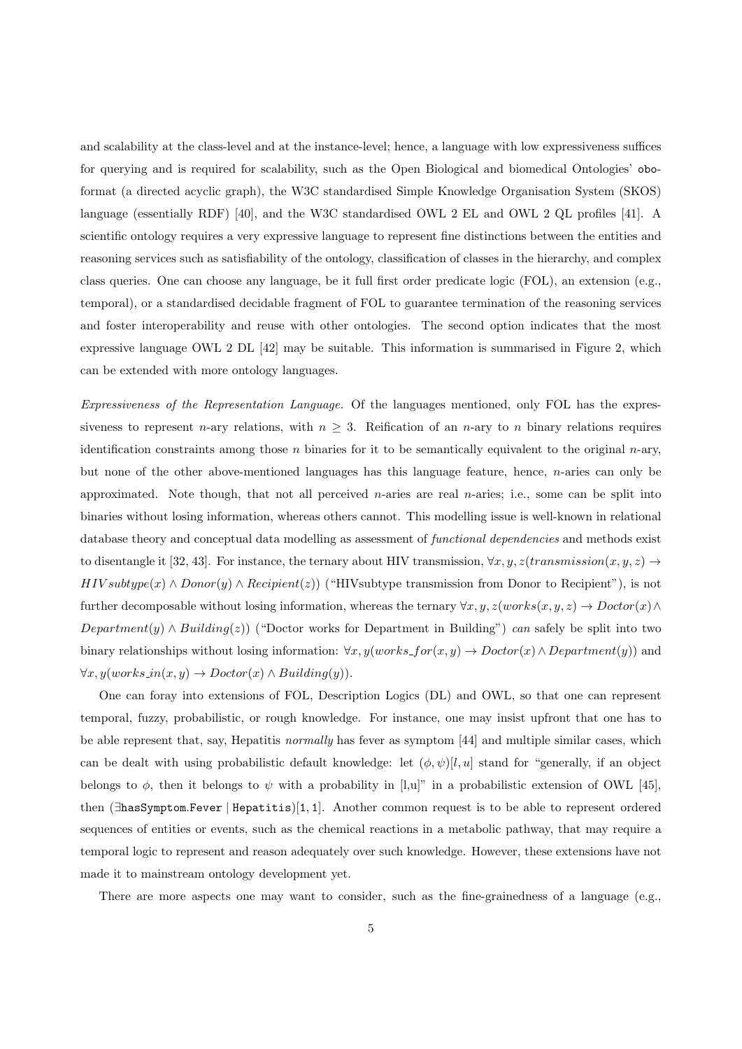and scalability at the class-level and at the instance-level; hence, a language with low expressiveness suffices for querying and is required for scalability, such as the Open Biological and biomedical Ontologies' `obo`-format (a directed acyclic graph), the W3C standardised Simple Knowledge Organisation System (SKOS) language (essentially RDF) [40], and the W3C standardised OWL 2 EL and OWL 2 QL profiles [41]. A scientific ontology requires a very expressive language to represent fine distinctions between the entities and reasoning services such as satisfiability of the ontology, classification of classes in the hierarchy, and complex class queries. One can choose any language, be it full first order predicate logic (FOL), an extension (e.g., temporal), or a standardised decidable fragment of FOL to guarantee termination of the reasoning services and foster interoperability and reuse with other ontologies. The second option indicates that the most expressive language OWL 2 DL [42] may be suitable. This information is summarised in Figure 2, which can be extended with more ontology languages.

*Expressiveness of the Representation Language.* Of the languages mentioned, only FOL has the expressiveness to represent $n$-ary relations, with $n \geq 3$. Reification of an $n$-ary to $n$ binary relations requires identification constraints among those $n$ binaries for it to be semantically equivalent to the original $n$-ary, but none of the other above-mentioned languages has this language feature, hence, $n$-aries can only be approximated. Note though, that not all perceived $n$-aries are real $n$-aries; i.e., some can be split into binaries without losing information, whereas others cannot. This modelling issue is well-known in relational database theory and conceptual data modelling as assessment of *functional dependencies* and methods exist to disentangle it [32, 43]. For instance, the ternary about HIV transmission, $\forall x, y, z(transmission(x, y, z) \rightarrow HIVsubtype(x) \land Donor(y) \land Recipient(z))$ ("HIVsubtype transmission from Donor to Recipient"), is not further decomposable without losing information, whereas the ternary $\forall x, y, z(works(x, y, z) \rightarrow Doctor(x) \land Department(y) \land Building(z))$ ("Doctor works for Department in Building") *can* safely be split into two binary relationships without losing information: $\forall x, y(works\_for(x, y) \rightarrow Doctor(x) \land Department(y))$ and $\forall x, y(works\_in(x, y) \rightarrow Doctor(x) \land Building(y))$.

One can foray into extensions of FOL, Description Logics (DL) and OWL, so that one can represent temporal, fuzzy, probabilistic, or rough knowledge. For instance, one may insist upfront that one has to be able represent that, say, Hepatitis *normally* has fever as symptom [44] and multiple similar cases, which can be dealt with using probabilistic default knowledge: let $(\phi, \psi)[l, u]$ stand for "generally, if an object belongs to $\phi$, then it belongs to $\psi$ with a probability in [l,u]" in a probabilistic extension of OWL [45], then $(\exists \texttt{hasSymptom.Fever} \mid \texttt{Hepatitis})[1, 1]$. Another common request is to be able to represent ordered sequences of entities or events, such as the chemical reactions in a metabolic pathway, that may require a temporal logic to represent and reason adequately over such knowledge. However, these extensions have not made it to mainstream ontology development yet.

There are more aspects one may want to consider, such as the fine-grainedness of a language (e.g.,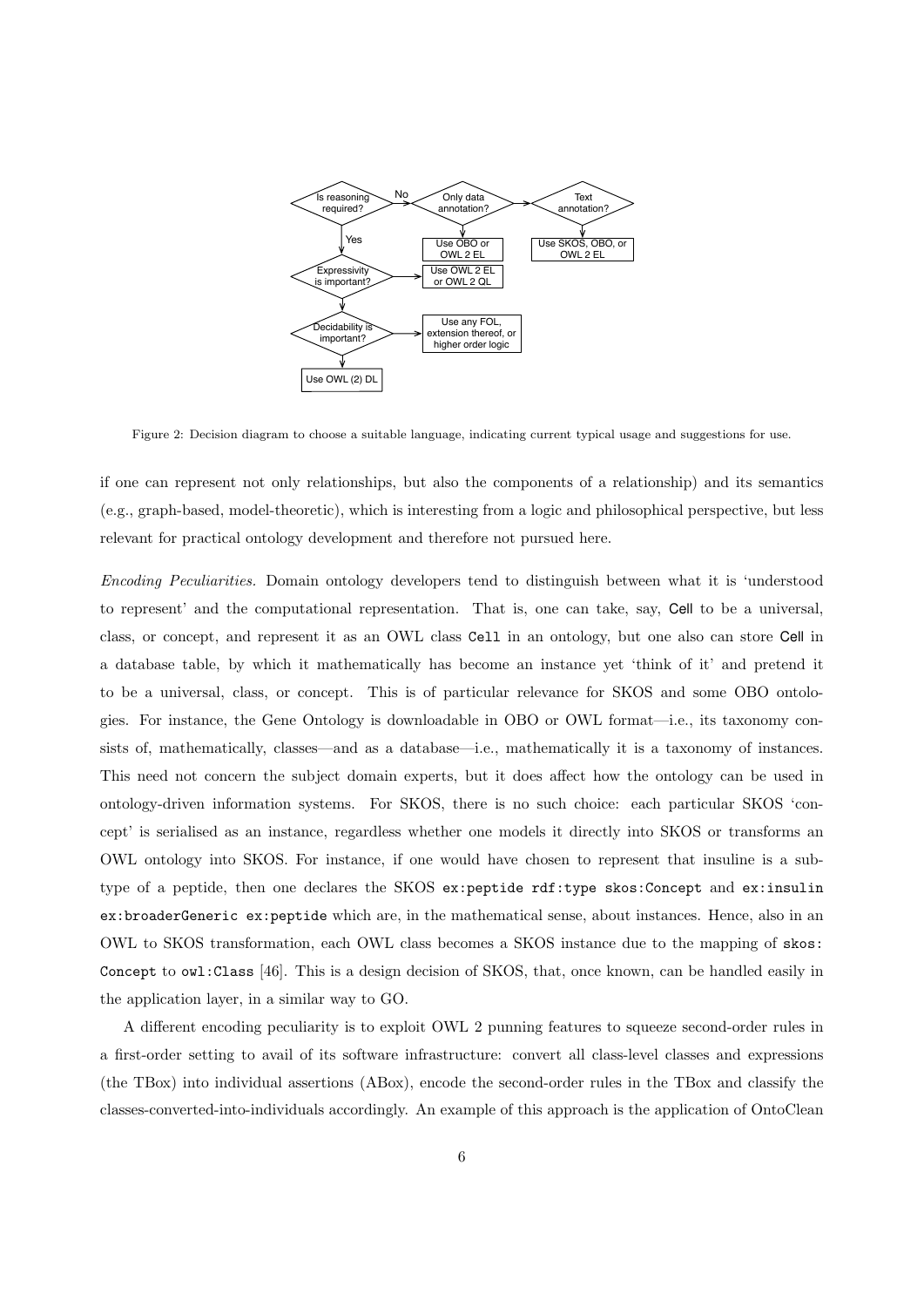Is reasoning required?
No
Yes
Only data annotation?
Text annotation?
Use OBO or OWL 2 EL
Use SKOS, OBO, or OWL 2 EL
Expressivity is important?
Use OWL 2 EL or OWL 2 QL
Decidability is important?
Use any FOL, extension thereof, or higher order logic
Use OWL (2) DL

Figure 2: Decision diagram to choose a suitable language, indicating current typical usage and suggestions for use.

if one can represent not only relationships, but also the components of a relationship) and its semantics (e.g., graph-based, model-theoretic), which is interesting from a logic and philosophical perspective, but less relevant for practical ontology development and therefore not pursued here.

*Encoding Peculiarities.* Domain ontology developers tend to distinguish between what it is 'understood to represent' and the computational representation. That is, one can take, say, Cell to be a universal, class, or concept, and represent it as an OWL class `Cell` in an ontology, but one also can store Cell in a database table, by which it mathematically has become an instance yet 'think of it' and pretend it to be a universal, class, or concept. This is of particular relevance for SKOS and some OBO ontologies. For instance, the Gene Ontology is downloadable in OBO or OWL format—i.e., its taxonomy consists of, mathematically, classes—and as a database—i.e., mathematically it is a taxonomy of instances. This need not concern the subject domain experts, but it does affect how the ontology can be used in ontology-driven information systems. For SKOS, there is no such choice: each particular SKOS 'concept' is serialised as an instance, regardless whether one models it directly into SKOS or transforms an OWL ontology into SKOS. For instance, if one would have chosen to represent that insuline is a subtype of a peptide, then one declares the SKOS `ex:peptide rdf:type skos:Concept` and `ex:insulin ex:broaderGeneric ex:peptide` which are, in the mathematical sense, about instances. Hence, also in an OWL to SKOS transformation, each OWL class becomes a SKOS instance due to the mapping of `skos:Concept` to `owl:Class` [46]. This is a design decision of SKOS, that, once known, can be handled easily in the application layer, in a similar way to GO.

A different encoding peculiarity is to exploit OWL 2 punning features to squeeze second-order rules in a first-order setting to avail of its software infrastructure: convert all class-level classes and expressions (the TBox) into individual assertions (ABox), encode the second-order rules in the TBox and classify the classes-converted-into-individuals accordingly. An example of this approach is the application of OntoClean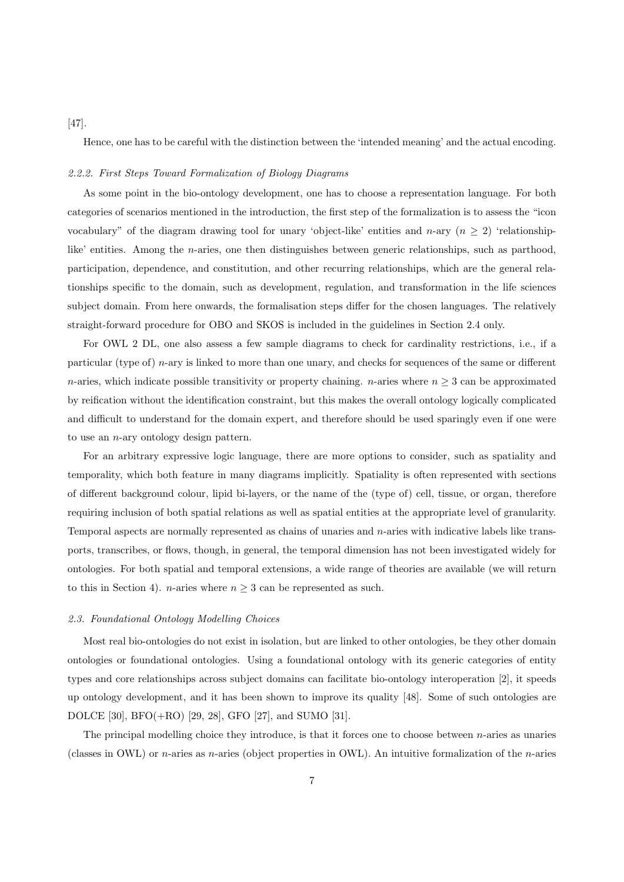[47].

Hence, one has to be careful with the distinction between the 'intended meaning' and the actual encoding.

#### *2.2.2. First Steps Toward Formalization of Biology Diagrams*

As some point in the bio-ontology development, one has to choose a representation language. For both categories of scenarios mentioned in the introduction, the first step of the formalization is to assess the "icon vocabulary" of the diagram drawing tool for unary 'object-like' entities and $n$-ary ($n \geq 2$) 'relationship-like' entities. Among the $n$-aries, one then distinguishes between generic relationships, such as parthood, participation, dependence, and constitution, and other recurring relationships, which are the general relationships specific to the domain, such as development, regulation, and transformation in the life sciences subject domain. From here onwards, the formalisation steps differ for the chosen languages. The relatively straight-forward procedure for OBO and SKOS is included in the guidelines in Section 2.4 only.

For OWL 2 DL, one also assess a few sample diagrams to check for cardinality restrictions, i.e., if a particular (type of) $n$-ary is linked to more than one unary, and checks for sequences of the same or different $n$-aries, which indicate possible transitivity or property chaining. $n$-aries where $n \geq 3$ can be approximated by reification without the identification constraint, but this makes the overall ontology logically complicated and difficult to understand for the domain expert, and therefore should be used sparingly even if one were to use an $n$-ary ontology design pattern.

For an arbitrary expressive logic language, there are more options to consider, such as spatiality and temporality, which both feature in many diagrams implicitly. Spatiality is often represented with sections of different background colour, lipid bi-layers, or the name of the (type of) cell, tissue, or organ, therefore requiring inclusion of both spatial relations as well as spatial entities at the appropriate level of granularity. Temporal aspects are normally represented as chains of unaries and $n$-aries with indicative labels like transports, transcribes, or flows, though, in general, the temporal dimension has not been investigated widely for ontologies. For both spatial and temporal extensions, a wide range of theories are available (we will return to this in Section 4). $n$-aries where $n \geq 3$ can be represented as such.

### *2.3. Foundational Ontology Modelling Choices*

Most real bio-ontologies do not exist in isolation, but are linked to other ontologies, be they other domain ontologies or foundational ontologies. Using a foundational ontology with its generic categories of entity types and core relationships across subject domains can facilitate bio-ontology interoperation [2], it speeds up ontology development, and it has been shown to improve its quality [48]. Some of such ontologies are DOLCE [30], BFO(+RO) [29, 28], GFO [27], and SUMO [31].

The principal modelling choice they introduce, is that it forces one to choose between $n$-aries as unaries (classes in OWL) or $n$-aries as $n$-aries (object properties in OWL). An intuitive formalization of the $n$-aries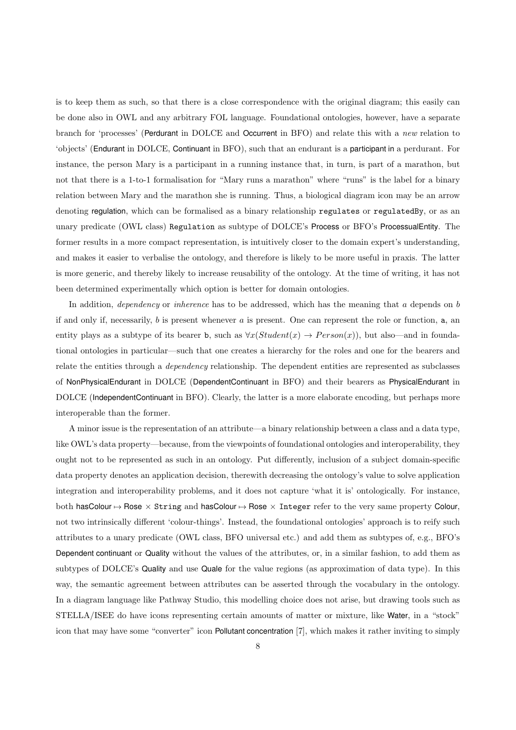is to keep them as such, so that there is a close correspondence with the original diagram; this easily can be done also in OWL and any arbitrary FOL language. Foundational ontologies, however, have a separate branch for 'processes' (Perdurant in DOLCE and Occurrent in BFO) and relate this with a *new* relation to 'objects' (Endurant in DOLCE, Continuant in BFO), such that an endurant is a participant in a perdurant. For instance, the person Mary is a participant in a running instance that, in turn, is part of a marathon, but not that there is a 1-to-1 formalisation for "Mary runs a marathon" where "runs" is the label for a binary relation between Mary and the marathon she is running. Thus, a biological diagram icon may be an arrow denoting regulation, which can be formalised as a binary relationship `regulates` or `regulatedBy`, or as an unary predicate (OWL class) `Regulation` as subtype of DOLCE's Process or BFO's ProcessualEntity. The former results in a more compact representation, is intuitively closer to the domain expert's understanding, and makes it easier to verbalise the ontology, and therefore is likely to be more useful in praxis. The latter is more generic, and thereby likely to increase reusability of the ontology. At the time of writing, it has not been determined experimentally which option is better for domain ontologies.

In addition, *dependency* or *inherence* has to be addressed, which has the meaning that $a$ depends on $b$ if and only if, necessarily, $b$ is present whenever $a$ is present. One can represent the role or function, a, an entity plays as a subtype of its bearer b, such as $\forall x(Student(x) \rightarrow Person(x))$, but also—and in foundational ontologies in particular—such that one creates a hierarchy for the roles and one for the bearers and relate the entities through a *dependency* relationship. The dependent entities are represented as subclasses of NonPhysicalEndurant in DOLCE (DependentContinuant in BFO) and their bearers as PhysicalEndurant in DOLCE (IndependentContinuant in BFO). Clearly, the latter is a more elaborate encoding, but perhaps more interoperable than the former.

A minor issue is the representation of an attribute—a binary relationship between a class and a data type, like OWL's data property—because, from the viewpoints of foundational ontologies and interoperability, they ought not to be represented as such in an ontology. Put differently, inclusion of a subject domain-specific data property denotes an application decision, therewith decreasing the ontology's value to solve application integration and interoperability problems, and it does not capture 'what it is' ontologically. For instance, both hasColour $\mapsto$ Rose $\times$ `String` and hasColour $\mapsto$ Rose $\times$ `Integer` refer to the very same property Colour, not two intrinsically different 'colour-things'. Instead, the foundational ontologies' approach is to reify such attributes to a unary predicate (OWL class, BFO universal etc.) and add them as subtypes of, e.g., BFO's Dependent continuant or Quality without the values of the attributes, or, in a similar fashion, to add them as subtypes of DOLCE's Quality and use Quale for the value regions (as approximation of data type). In this way, the semantic agreement between attributes can be asserted through the vocabulary in the ontology. In a diagram language like Pathway Studio, this modelling choice does not arise, but drawing tools such as STELLA/ISEE do have icons representing certain amounts of matter or mixture, like Water, in a "stock" icon that may have some "converter" icon Pollutant concentration [7], which makes it rather inviting to simply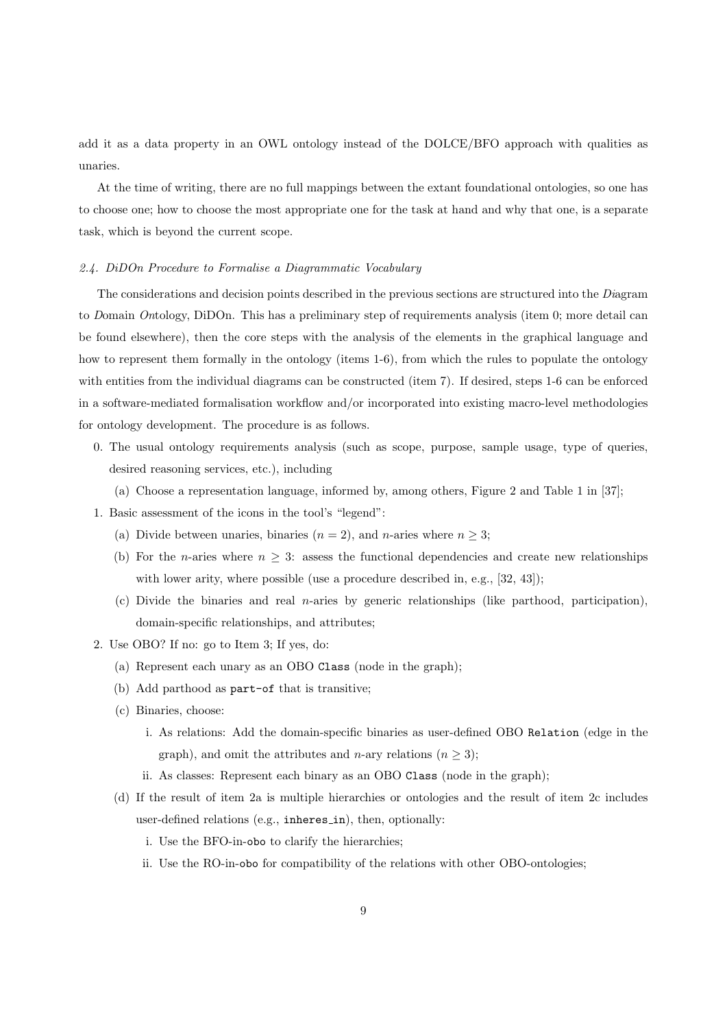add it as a data property in an OWL ontology instead of the DOLCE/BFO approach with qualities as unaries.

At the time of writing, there are no full mappings between the extant foundational ontologies, so one has to choose one; how to choose the most appropriate one for the task at hand and why that one, is a separate task, which is beyond the current scope.

### *2.4. DiDOn Procedure to Formalise a Diagrammatic Vocabulary*

The considerations and decision points described in the previous sections are structured into the *Di*agram to *D*omain *On*tology, DiDOn. This has a preliminary step of requirements analysis (item 0; more detail can be found elsewhere), then the core steps with the analysis of the elements in the graphical language and how to represent them formally in the ontology (items 1-6), from which the rules to populate the ontology with entities from the individual diagrams can be constructed (item 7). If desired, steps 1-6 can be enforced in a software-mediated formalisation workflow and/or incorporated into existing macro-level methodologies for ontology development. The procedure is as follows.

0. The usual ontology requirements analysis (such as scope, purpose, sample usage, type of queries, desired reasoning services, etc.), including
   (a) Choose a representation language, informed by, among others, Figure 2 and Table 1 in [37];
1. Basic assessment of the icons in the tool's "legend":
   (a) Divide between unaries, binaries ($n = 2$), and $n$-aries where $n \geq 3$;
   (b) For the $n$-aries where $n \geq 3$: assess the functional dependencies and create new relationships with lower arity, where possible (use a procedure described in, e.g., [32, 43]);
   (c) Divide the binaries and real $n$-aries by generic relationships (like parthood, participation), domain-specific relationships, and attributes;
2. Use OBO? If no: go to Item 3; If yes, do:
   (a) Represent each unary as an OBO `Class` (node in the graph);
   (b) Add parthood as `part-of` that is transitive;
   (c) Binaries, choose:
      i. As relations: Add the domain-specific binaries as user-defined OBO `Relation` (edge in the graph), and omit the attributes and $n$-ary relations ($n \geq 3$);
      ii. As classes: Represent each binary as an OBO `Class` (node in the graph);
   (d) If the result of item 2a is multiple hierarchies or ontologies and the result of item 2c includes user-defined relations (e.g., `inheres_in`), then, optionally:
      i. Use the BFO-in-`obo` to clarify the hierarchies;
      ii. Use the RO-in-`obo` for compatibility of the relations with other OBO-ontologies;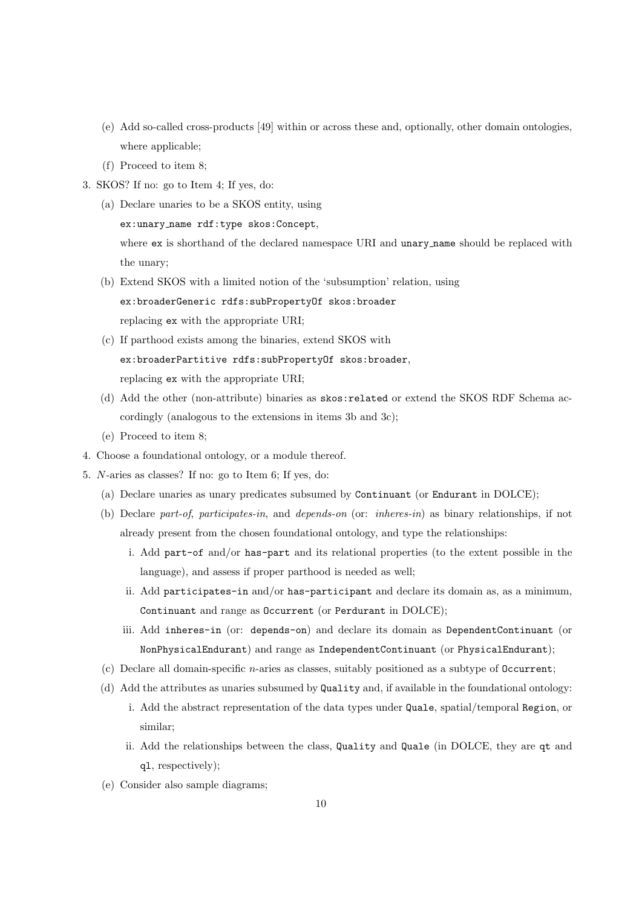(e) Add so-called cross-products [49] within or across these and, optionally, other domain ontologies, where applicable;

(f) Proceed to item 8;

3. SKOS? If no: go to Item 4; If yes, do:

   (a) Declare unaries to be a SKOS entity, using
   `ex:unary_name rdf:type skos:Concept`,
   where `ex` is shorthand of the declared namespace URI and `unary_name` should be replaced with the unary;

   (b) Extend SKOS with a limited notion of the 'subsumption' relation, using
   `ex:broaderGeneric rdfs:subPropertyOf skos:broader`
   replacing `ex` with the appropriate URI;

   (c) If parthood exists among the binaries, extend SKOS with
   `ex:broaderPartitive rdfs:subPropertyOf skos:broader`,
   replacing `ex` with the appropriate URI;

   (d) Add the other (non-attribute) binaries as `skos:related` or extend the SKOS RDF Schema accordingly (analogous to the extensions in items 3b and 3c);

   (e) Proceed to item 8;

4. Choose a foundational ontology, or a module thereof.

5. *N*-aries as classes? If no: go to Item 6; If yes, do:

   (a) Declare unaries as unary predicates subsumed by `Continuant` (or `Endurant` in DOLCE);

   (b) Declare *part-of*, *participates-in*, and *depends-on* (or: *inheres-in*) as binary relationships, if not already present from the chosen foundational ontology, and type the relationships:

      i. Add `part-of` and/or `has-part` and its relational properties (to the extent possible in the language), and assess if proper parthood is needed as well;

      ii. Add `participates-in` and/or `has-participant` and declare its domain as, as a minimum, `Continuant` and range as `Occurrent` (or `Perdurant` in DOLCE);

      iii. Add `inheres-in` (or: `depends-on`) and declare its domain as `DependentContinuant` (or `NonPhysicalEndurant`) and range as `IndependentContinuant` (or `PhysicalEndurant`);

   (c) Declare all domain-specific *n*-aries as classes, suitably positioned as a subtype of `Occurrent`;

   (d) Add the attributes as unaries subsumed by `Quality` and, if available in the foundational ontology:

      i. Add the abstract representation of the data types under `Quale`, spatial/temporal `Region`, or similar;

      ii. Add the relationships between the class, `Quality` and `Quale` (in DOLCE, they are `qt` and `ql`, respectively);

   (e) Consider also sample diagrams;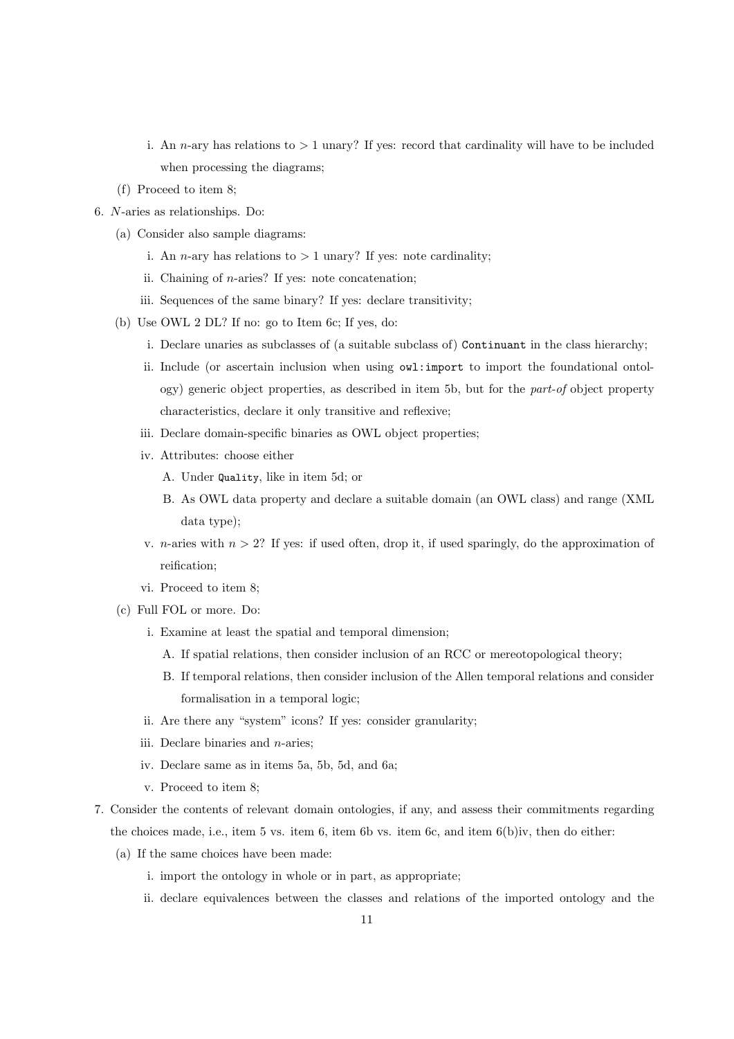i. An $n$-ary has relations to $> 1$ unary? If yes: record that cardinality will have to be included when processing the diagrams;

(f) Proceed to item 8;

6. $N$-aries as relationships. Do:

   (a) Consider also sample diagrams:

      i. An $n$-ary has relations to $> 1$ unary? If yes: note cardinality;

      ii. Chaining of $n$-aries? If yes: note concatenation;

      iii. Sequences of the same binary? If yes: declare transitivity;

   (b) Use OWL 2 DL? If no: go to Item 6c; If yes, do:

      i. Declare unaries as subclasses of (a suitable subclass of) `Continuant` in the class hierarchy;

      ii. Include (or ascertain inclusion when using `owl:import` to import the foundational ontology) generic object properties, as described in item 5b, but for the *part-of* object property characteristics, declare it only transitive and reflexive;

      iii. Declare domain-specific binaries as OWL object properties;

      iv. Attributes: choose either

         A. Under `Quality`, like in item 5d; or

         B. As OWL data property and declare a suitable domain (an OWL class) and range (XML data type);

      v. $n$-aries with $n > 2$? If yes: if used often, drop it, if used sparingly, do the approximation of reification;

      vi. Proceed to item 8;

   (c) Full FOL or more. Do:

      i. Examine at least the spatial and temporal dimension;

         A. If spatial relations, then consider inclusion of an RCC or mereotopological theory;

         B. If temporal relations, then consider inclusion of the Allen temporal relations and consider formalisation in a temporal logic;

      ii. Are there any "system" icons? If yes: consider granularity;

      iii. Declare binaries and $n$-aries;

      iv. Declare same as in items 5a, 5b, 5d, and 6a;

      v. Proceed to item 8;

7. Consider the contents of relevant domain ontologies, if any, and assess their commitments regarding the choices made, i.e., item 5 vs. item 6, item 6b vs. item 6c, and item 6(b)iv, then do either:

   (a) If the same choices have been made:

      i. import the ontology in whole or in part, as appropriate;

      ii. declare equivalences between the classes and relations of the imported ontology and the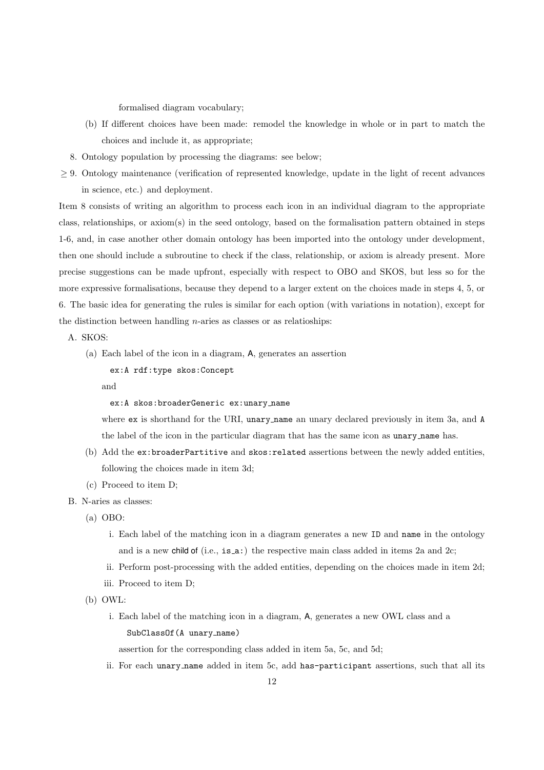formalised diagram vocabulary;

   (b) If different choices have been made: remodel the knowledge in whole or in part to match the choices and include it, as appropriate;

8. Ontology population by processing the diagrams: see below;

≥ 9. Ontology maintenance (verification of represented knowledge, update in the light of recent advances in science, etc.) and deployment.

Item 8 consists of writing an algorithm to process each icon in an individual diagram to the appropriate class, relationships, or axiom(s) in the seed ontology, based on the formalisation pattern obtained in steps 1-6, and, in case another other domain ontology has been imported into the ontology under development, then one should include a subroutine to check if the class, relationship, or axiom is already present. More precise suggestions can be made upfront, especially with respect to OBO and SKOS, but less so for the more expressive formalisations, because they depend to a larger extent on the choices made in steps 4, 5, or 6. The basic idea for generating the rules is similar for each option (with variations in notation), except for the distinction between handling *n*-aries as classes or as relatioships:

A. SKOS:

   (a) Each label of the icon in a diagram, A, generates an assertion

   `ex:A rdf:type skos:Concept`

   and

   `ex:A skos:broaderGeneric ex:unary_name`

   where `ex` is shorthand for the URI, `unary_name` an unary declared previously in item 3a, and `A` the label of the icon in the particular diagram that has the same icon as `unary_name` has.

   (b) Add the `ex:broaderPartitive` and `skos:related` assertions between the newly added entities, following the choices made in item 3d;

   (c) Proceed to item D;

B. N-aries as classes:

   (a) OBO:

      i. Each label of the matching icon in a diagram generates a new `ID` and `name` in the ontology and is a new child of (i.e., `is_a:`) the respective main class added in items 2a and 2c;

      ii. Perform post-processing with the added entities, depending on the choices made in item 2d;

      iii. Proceed to item D;

   (b) OWL:

      i. Each label of the matching icon in a diagram, A, generates a new OWL class and a

      `SubClassOf(A unary_name)`

      assertion for the corresponding class added in item 5a, 5c, and 5d;

      ii. For each `unary_name` added in item 5c, add `has-participant` assertions, such that all its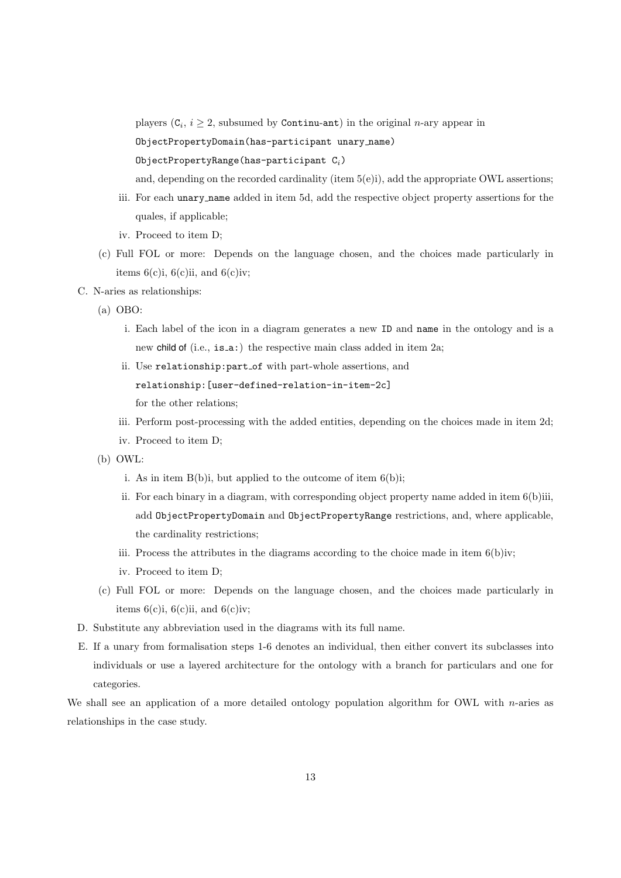players ($C_i$, $i \geq 2$, subsumed by `Continu-ant`) in the original $n$-ary appear in

`ObjectPropertyDomain(has-participant unary_name)`

`ObjectPropertyRange(has-participant` $C_i$`)`

and, depending on the recorded cardinality (item 5(e)i), add the appropriate OWL assertions;

iii. For each `unary_name` added in item 5d, add the respective object property assertions for the quales, if applicable;

iv. Proceed to item D;

(c) Full FOL or more: Depends on the language chosen, and the choices made particularly in items 6(c)i, 6(c)ii, and 6(c)iv;

C. N-aries as relationships:

(a) OBO:

i. Each label of the icon in a diagram generates a new `ID` and `name` in the ontology and is a new child of (i.e., `is_a:`) the respective main class added in item 2a;

ii. Use `relationship:part_of` with part-whole assertions, and `relationship:[user-defined-relation-in-item-2c]` for the other relations;

iii. Perform post-processing with the added entities, depending on the choices made in item 2d;

iv. Proceed to item D;

(b) OWL:

i. As in item B(b)i, but applied to the outcome of item 6(b)i;

ii. For each binary in a diagram, with corresponding object property name added in item 6(b)iii, add `ObjectPropertyDomain` and `ObjectPropertyRange` restrictions, and, where applicable, the cardinality restrictions;

iii. Process the attributes in the diagrams according to the choice made in item 6(b)iv;

iv. Proceed to item D;

(c) Full FOL or more: Depends on the language chosen, and the choices made particularly in items 6(c)i, 6(c)ii, and 6(c)iv;

D. Substitute any abbreviation used in the diagrams with its full name.

E. If a unary from formalisation steps 1-6 denotes an individual, then either convert its subclasses into individuals or use a layered architecture for the ontology with a branch for particulars and one for categories.

We shall see an application of a more detailed ontology population algorithm for OWL with $n$-aries as relationships in the case study.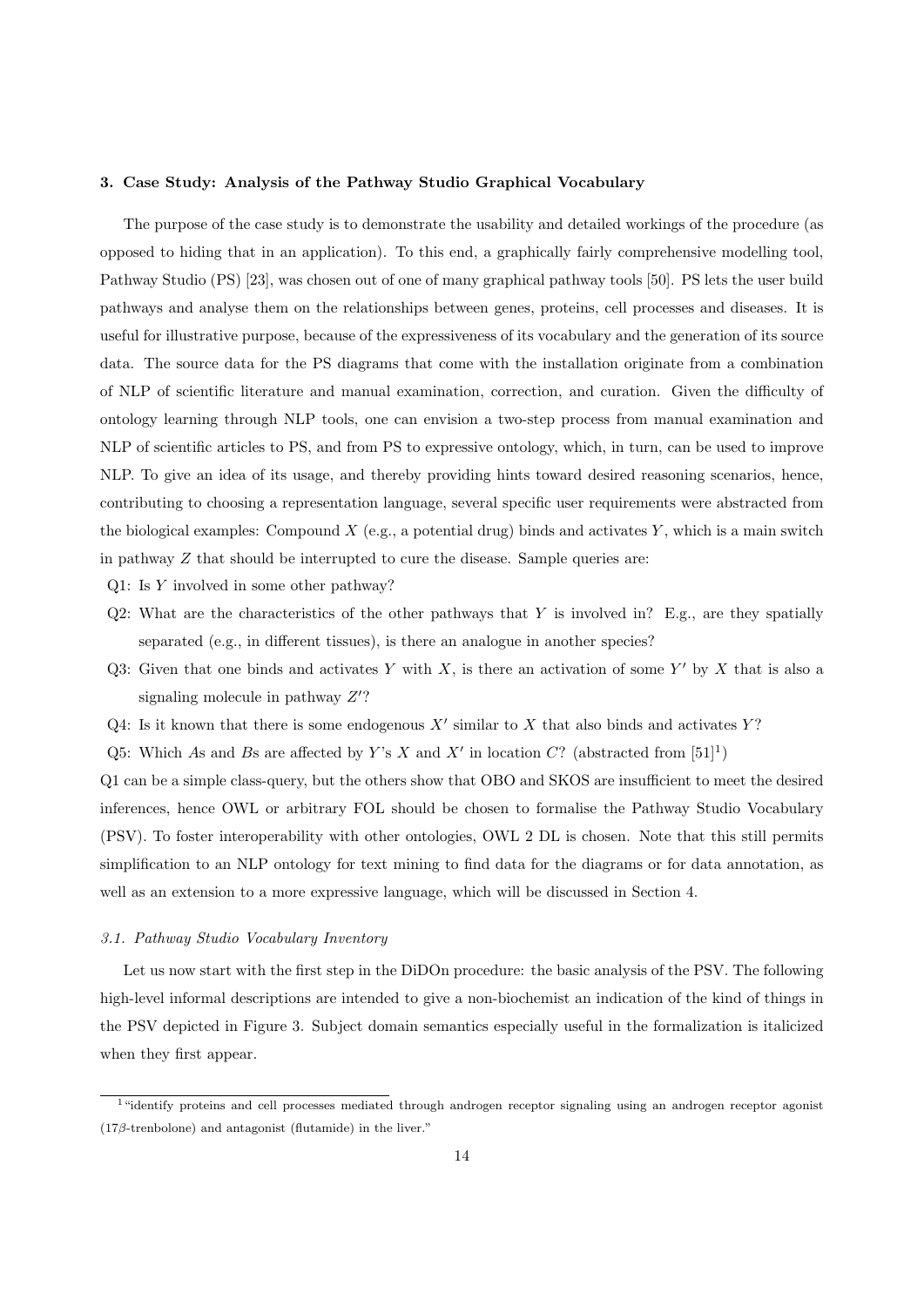### 3. Case Study: Analysis of the Pathway Studio Graphical Vocabulary

The purpose of the case study is to demonstrate the usability and detailed workings of the procedure (as opposed to hiding that in an application). To this end, a graphically fairly comprehensive modelling tool, Pathway Studio (PS) [23], was chosen out of one of many graphical pathway tools [50]. PS lets the user build pathways and analyse them on the relationships between genes, proteins, cell processes and diseases. It is useful for illustrative purpose, because of the expressiveness of its vocabulary and the generation of its source data. The source data for the PS diagrams that come with the installation originate from a combination of NLP of scientific literature and manual examination, correction, and curation. Given the difficulty of ontology learning through NLP tools, one can envision a two-step process from manual examination and NLP of scientific articles to PS, and from PS to expressive ontology, which, in turn, can be used to improve NLP. To give an idea of its usage, and thereby providing hints toward desired reasoning scenarios, hence, contributing to choosing a representation language, several specific user requirements were abstracted from the biological examples: Compound $X$ (e.g., a potential drug) binds and activates $Y$, which is a main switch in pathway $Z$ that should be interrupted to cure the disease. Sample queries are:

- Q1: Is $Y$ involved in some other pathway?
- Q2: What are the characteristics of the other pathways that $Y$ is involved in? E.g., are they spatially separated (e.g., in different tissues), is there an analogue in another species?
- Q3: Given that one binds and activates $Y$ with $X$, is there an activation of some $Y'$ by $X$ that is also a signaling molecule in pathway $Z'$?
- Q4: Is it known that there is some endogenous $X'$ similar to $X$ that also binds and activates $Y$?
- Q5: Which $A$s and $B$s are affected by $Y$'s $X$ and $X'$ in location $C$? (abstracted from [51][1])

Q1 can be a simple class-query, but the others show that OBO and SKOS are insufficient to meet the desired inferences, hence OWL or arbitrary FOL should be chosen to formalise the Pathway Studio Vocabulary (PSV). To foster interoperability with other ontologies, OWL 2 DL is chosen. Note that this still permits simplification to an NLP ontology for text mining to find data for the diagrams or for data annotation, as well as an extension to a more expressive language, which will be discussed in Section 4.

#### 3.1. Pathway Studio Vocabulary Inventory

Let us now start with the first step in the DiDOn procedure: the basic analysis of the PSV. The following high-level informal descriptions are intended to give a non-biochemist an indication of the kind of things in the PSV depicted in Figure 3. Subject domain semantics especially useful in the formalization is italicized when they first appear.

[1] "identify proteins and cell processes mediated through androgen receptor signaling using an androgen receptor agonist (17$\beta$-trenbolone) and antagonist (flutamide) in the liver."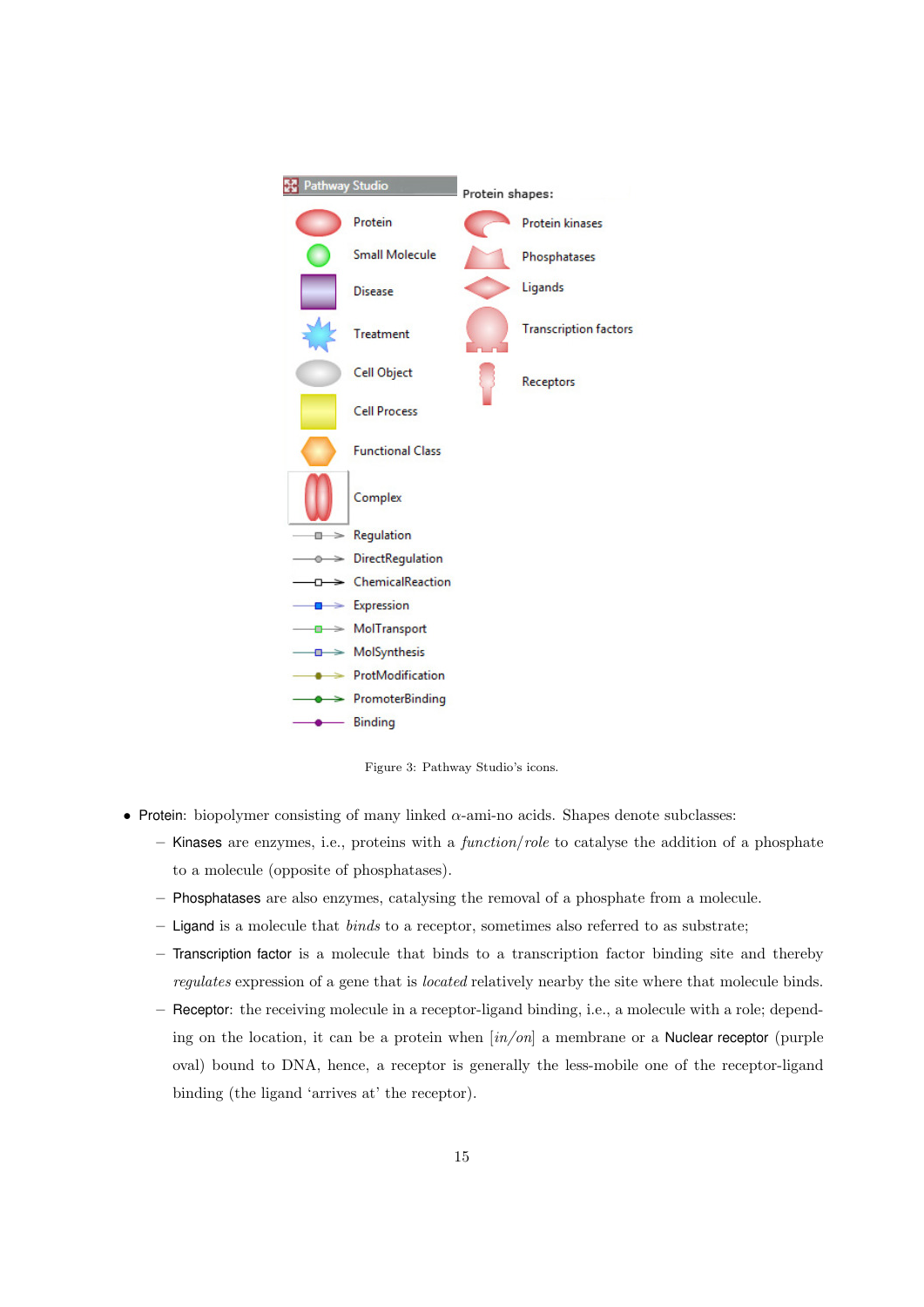Figure 3: Pathway Studio's icons.

- Protein: biopolymer consisting of many linked $\alpha$-ami-no acids. Shapes denote subclasses:
  - Kinases are enzymes, i.e., proteins with a *function/role* to catalyse the addition of a phosphate to a molecule (opposite of phosphatases).
  - Phosphatases are also enzymes, catalysing the removal of a phosphate from a molecule.
  - Ligand is a molecule that *binds* to a receptor, sometimes also referred to as substrate;
  - Transcription factor is a molecule that binds to a transcription factor binding site and thereby *regulates* expression of a gene that is *located* relatively nearby the site where that molecule binds.
  - Receptor: the receiving molecule in a receptor-ligand binding, i.e., a molecule with a role; depending on the location, it can be a protein when [*in/on*] a membrane or a Nuclear receptor (purple oval) bound to DNA, hence, a receptor is generally the less-mobile one of the receptor-ligand binding (the ligand 'arrives at' the receptor).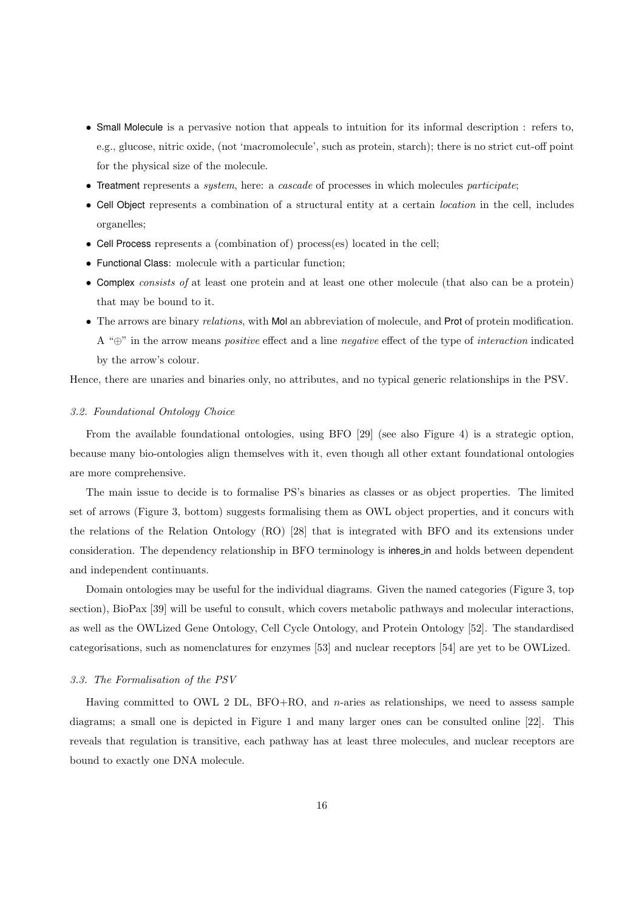- Small Molecule is a pervasive notion that appeals to intuition for its informal description : refers to, e.g., glucose, nitric oxide, (not 'macromolecule', such as protein, starch); there is no strict cut-off point for the physical size of the molecule.
- Treatment represents a *system*, here: a *cascade* of processes in which molecules *participate*;
- Cell Object represents a combination of a structural entity at a certain *location* in the cell, includes organelles;
- Cell Process represents a (combination of) process(es) located in the cell;
- Functional Class: molecule with a particular function;
- Complex *consists of* at least one protein and at least one other molecule (that also can be a protein) that may be bound to it.
- The arrows are binary *relations*, with Mol an abbreviation of molecule, and Prot of protein modification. A "⊕" in the arrow means *positive* effect and a line *negative* effect of the type of *interaction* indicated by the arrow's colour.

Hence, there are unaries and binaries only, no attributes, and no typical generic relationships in the PSV.

### 3.2. Foundational Ontology Choice

From the available foundational ontologies, using BFO [29] (see also Figure 4) is a strategic option, because many bio-ontologies align themselves with it, even though all other extant foundational ontologies are more comprehensive.

The main issue to decide is to formalise PS's binaries as classes or as object properties. The limited set of arrows (Figure 3, bottom) suggests formalising them as OWL object properties, and it concurs with the relations of the Relation Ontology (RO) [28] that is integrated with BFO and its extensions under consideration. The dependency relationship in BFO terminology is inheres_in and holds between dependent and independent continuants.

Domain ontologies may be useful for the individual diagrams. Given the named categories (Figure 3, top section), BioPax [39] will be useful to consult, which covers metabolic pathways and molecular interactions, as well as the OWLized Gene Ontology, Cell Cycle Ontology, and Protein Ontology [52]. The standardised categorisations, such as nomenclatures for enzymes [53] and nuclear receptors [54] are yet to be OWLized.

### 3.3. The Formalisation of the PSV

Having committed to OWL 2 DL, BFO+RO, and $n$-aries as relationships, we need to assess sample diagrams; a small one is depicted in Figure 1 and many larger ones can be consulted online [22]. This reveals that regulation is transitive, each pathway has at least three molecules, and nuclear receptors are bound to exactly one DNA molecule.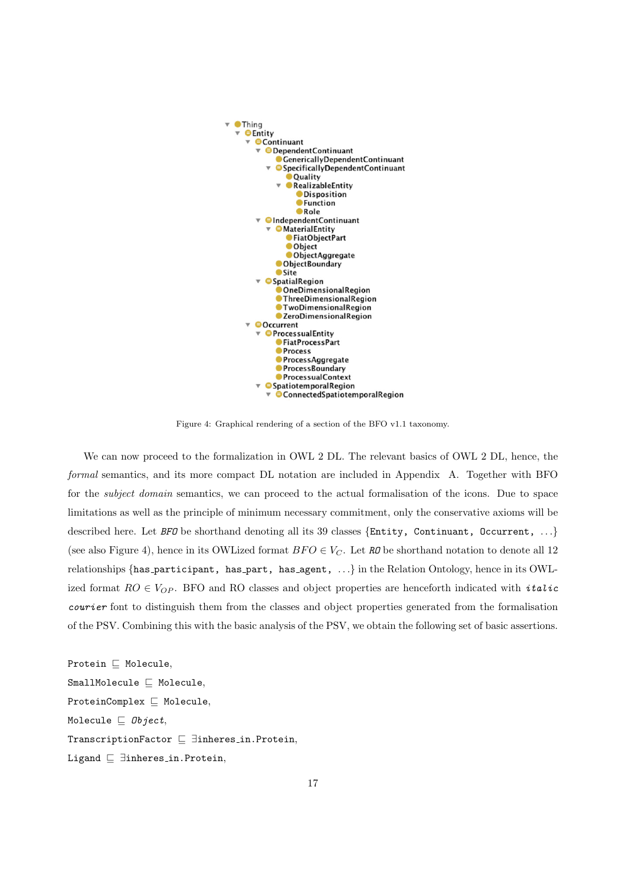```
▼ Thing
  ▼ Entity
    ▼ Continuant
      ▼ DependentContinuant
          GenericallyDependentContinuant
        ▼ SpecificallyDependentContinuant
            Quality
          ▼ RealizableEntity
              Disposition
              Function
              Role
      ▼ IndependentContinuant
        ▼ MaterialEntity
            FiatObjectPart
            Object
            ObjectAggregate
          ObjectBoundary
          Site
      ▼ SpatialRegion
          OneDimensionalRegion
          ThreeDimensionalRegion
          TwoDimensionalRegion
          ZeroDimensionalRegion
    ▼ Occurrent
      ▼ ProcessualEntity
          FiatProcessPart
          Process
          ProcessAggregate
          ProcessBoundary
          ProcessualContext
      ▼ SpatiotemporalRegion
        ▼ ConnectedSpatiotemporalRegion
```

Figure 4: Graphical rendering of a section of the BFO v1.1 taxonomy.

We can now proceed to the formalization in OWL 2 DL. The relevant basics of OWL 2 DL, hence, the *formal* semantics, and its more compact DL notation are included in Appendix A. Together with BFO for the *subject domain* semantics, we can proceed to the actual formalisation of the icons. Due to space limitations as well as the principle of minimum necessary commitment, only the conservative axioms will be described here. Let *BFO* be shorthand denoting all its 39 classes {`Entity, Continuant, Occurrent,` ...} (see also Figure 4), hence in its OWLized format $BFO \in V_C$. Let *RO* be shorthand notation to denote all 12 relationships {`has_participant, has_part, has_agent,` ...} in the Relation Ontology, hence in its OWLized format $RO \in V_{OP}$. BFO and RO classes and object properties are henceforth indicated with *italic courier* font to distinguish them from the classes and object properties generated from the formalisation of the PSV. Combining this with the basic analysis of the PSV, we obtain the following set of basic assertions.

Protein $\sqsubseteq$ Molecule,

SmallMolecule $\sqsubseteq$ Molecule,

ProteinComplex $\sqsubseteq$ Molecule,

Molecule $\sqsubseteq$ *Object*,

TranscriptionFactor $\sqsubseteq$ $\exists$inheres_in.Protein,

Ligand $\sqsubseteq$ $\exists$inheres_in.Protein,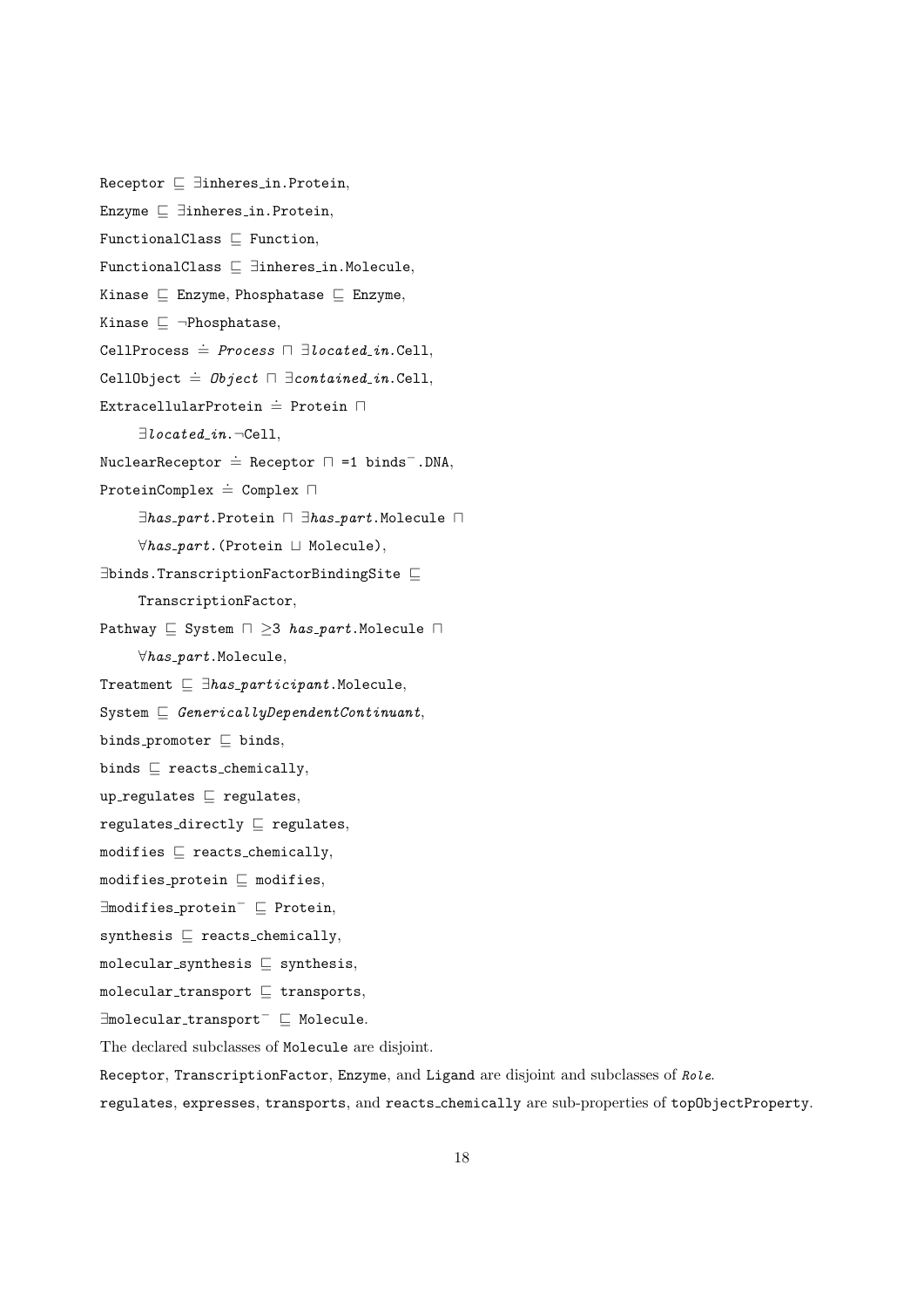$\texttt{Receptor} \sqsubseteq \exists\texttt{inheres\_in.Protein}$,

$\texttt{Enzyme} \sqsubseteq \exists\texttt{inheres\_in.Protein}$,

$\texttt{FunctionalClass} \sqsubseteq \texttt{Function}$,

$\texttt{FunctionalClass} \sqsubseteq \exists\texttt{inheres\_in.Molecule}$,

$\texttt{Kinase} \sqsubseteq \texttt{Enzyme}$, $\texttt{Phosphatase} \sqsubseteq \texttt{Enzyme}$,

$\texttt{Kinase} \sqsubseteq \neg\texttt{Phosphatase}$,

$\texttt{CellProcess} \doteq \mathit{Process} \sqcap \exists \mathit{located\_in}.\texttt{Cell}$,

$\texttt{CellObject} \doteq \mathit{Object} \sqcap \exists \mathit{contained\_in}.\texttt{Cell}$,

$\texttt{ExtracellularProtein} \doteq \texttt{Protein} \sqcap$
$\quad \exists \mathit{located\_in}.\neg\texttt{Cell}$,

$\texttt{NuclearReceptor} \doteq \texttt{Receptor} \sqcap \texttt{=1 binds}^{-}\texttt{.DNA}$,

$\texttt{ProteinComplex} \doteq \texttt{Complex} \sqcap$
$\quad \exists \mathit{has\_part}.\texttt{Protein} \sqcap \exists \mathit{has\_part}.\texttt{Molecule} \sqcap$
$\quad \forall \mathit{has\_part}.(\texttt{Protein} \sqcup \texttt{Molecule})$,

$\exists\texttt{binds.TranscriptionFactorBindingSite} \sqsubseteq$
$\quad \texttt{TranscriptionFactor}$,

$\texttt{Pathway} \sqsubseteq \texttt{System} \sqcap \geq 3\ \mathit{has\_part}.\texttt{Molecule} \sqcap$
$\quad \forall \mathit{has\_part}.\texttt{Molecule}$,

$\texttt{Treatment} \sqsubseteq \exists \mathit{has\_participant}.\texttt{Molecule}$,

$\texttt{System} \sqsubseteq \mathit{GenericallyDependentContinuant}$,

$\texttt{binds\_promoter} \sqsubseteq \texttt{binds}$,

$\texttt{binds} \sqsubseteq \texttt{reacts\_chemically}$,

$\texttt{up\_regulates} \sqsubseteq \texttt{regulates}$,

$\texttt{regulates\_directly} \sqsubseteq \texttt{regulates}$,

$\texttt{modifies} \sqsubseteq \texttt{reacts\_chemically}$,

$\texttt{modifies\_protein} \sqsubseteq \texttt{modifies}$,

$\exists\texttt{modifies\_protein}^{-} \sqsubseteq \texttt{Protein}$,

$\texttt{synthesis} \sqsubseteq \texttt{reacts\_chemically}$,

$\texttt{molecular\_synthesis} \sqsubseteq \texttt{synthesis}$,

$\texttt{molecular\_transport} \sqsubseteq \texttt{transports}$,

$\exists\texttt{molecular\_transport}^{-} \sqsubseteq \texttt{Molecule}$.

The declared subclasses of Molecule are disjoint.

Receptor, TranscriptionFactor, Enzyme, and Ligand are disjoint and subclasses of *Role*.

regulates, expresses, transports, and reacts_chemically are sub-properties of topObjectProperty.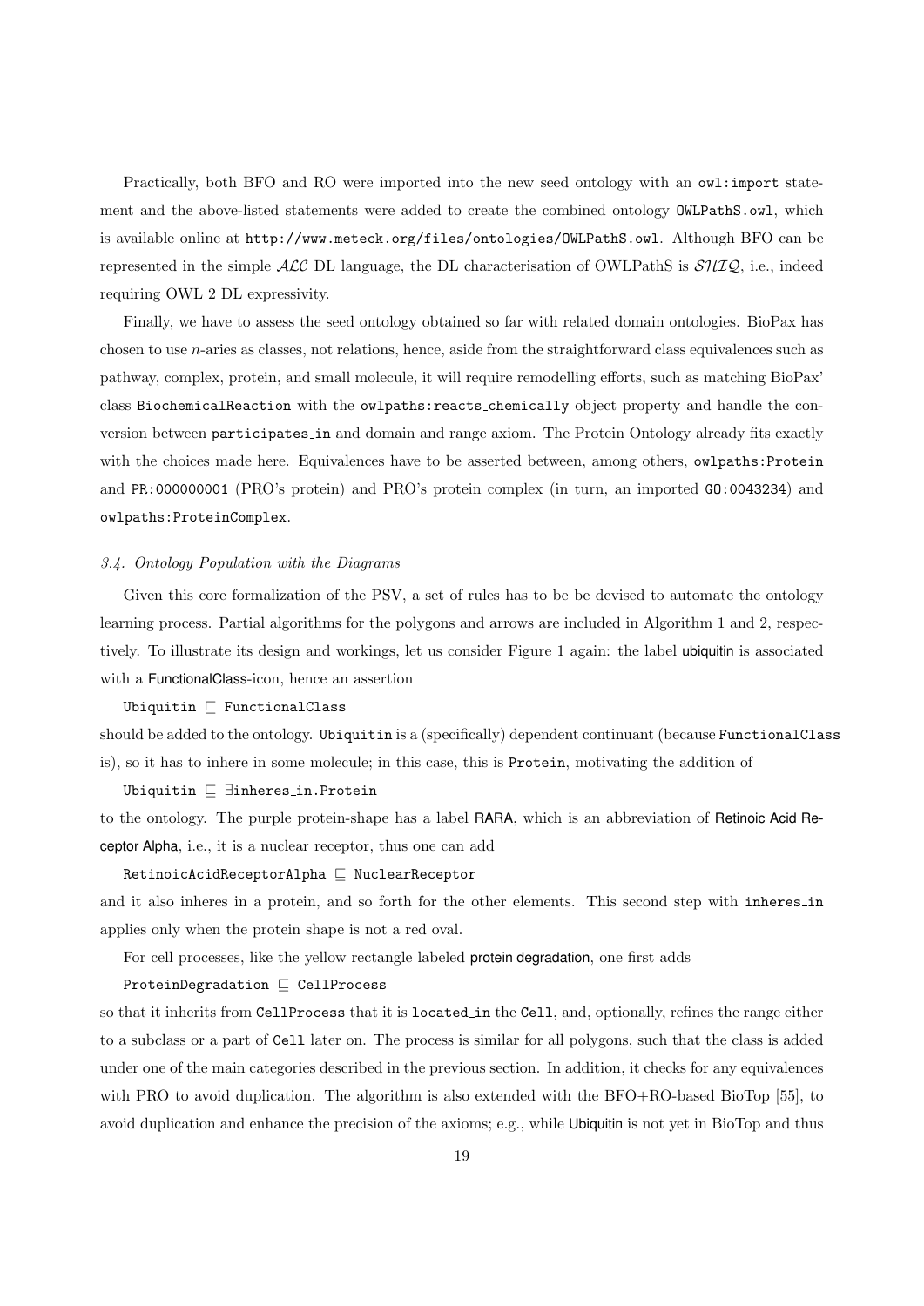Practically, both BFO and RO were imported into the new seed ontology with an `owl:import` statement and the above-listed statements were added to create the combined ontology `OWLPathS.owl`, which is available online at `http://www.meteck.org/files/ontologies/OWLPathS.owl`. Although BFO can be represented in the simple $\mathcal{ALC}$ DL language, the DL characterisation of OWLPathS is $\mathcal{SHIQ}$, i.e., indeed requiring OWL 2 DL expressivity.

Finally, we have to assess the seed ontology obtained so far with related domain ontologies. BioPax has chosen to use $n$-aries as classes, not relations, hence, aside from the straightforward class equivalences such as pathway, complex, protein, and small molecule, it will require remodelling efforts, such as matching BioPax' class `BiochemicalReaction` with the `owlpaths:reacts_chemically` object property and handle the conversion between `participates_in` and domain and range axiom. The Protein Ontology already fits exactly with the choices made here. Equivalences have to be asserted between, among others, `owlpaths:Protein` and `PR:000000001` (PRO's protein) and PRO's protein complex (in turn, an imported `GO:0043234`) and `owlpaths:ProteinComplex`.

### *3.4. Ontology Population with the Diagrams*

Given this core formalization of the PSV, a set of rules has to be be devised to automate the ontology learning process. Partial algorithms for the polygons and arrows are included in Algorithm 1 and 2, respectively. To illustrate its design and workings, let us consider Figure 1 again: the label ubiquitin is associated with a FunctionalClass-icon, hence an assertion

$\texttt{Ubiquitin} \sqsubseteq \texttt{FunctionalClass}$

should be added to the ontology. `Ubiquitin` is a (specifically) dependent continuant (because `FunctionalClass` is), so it has to inhere in some molecule; in this case, this is `Protein`, motivating the addition of

$\texttt{Ubiquitin} \sqsubseteq \exists \texttt{inheres\_in.Protein}$

to the ontology. The purple protein-shape has a label RARA, which is an abbreviation of Retinoic Acid Receptor Alpha, i.e., it is a nuclear receptor, thus one can add

$\texttt{RetinoicAcidReceptorAlpha} \sqsubseteq \texttt{NuclearReceptor}$

and it also inheres in a protein, and so forth for the other elements. This second step with `inheres_in` applies only when the protein shape is not a red oval.

For cell processes, like the yellow rectangle labeled protein degradation, one first adds

$\texttt{ProteinDegradation} \sqsubseteq \texttt{CellProcess}$

so that it inherits from `CellProcess` that it is `located_in` the `Cell`, and, optionally, refines the range either to a subclass or a part of `Cell` later on. The process is similar for all polygons, such that the class is added under one of the main categories described in the previous section. In addition, it checks for any equivalences with PRO to avoid duplication. The algorithm is also extended with the BFO+RO-based BioTop [55], to avoid duplication and enhance the precision of the axioms; e.g., while Ubiquitin is not yet in BioTop and thus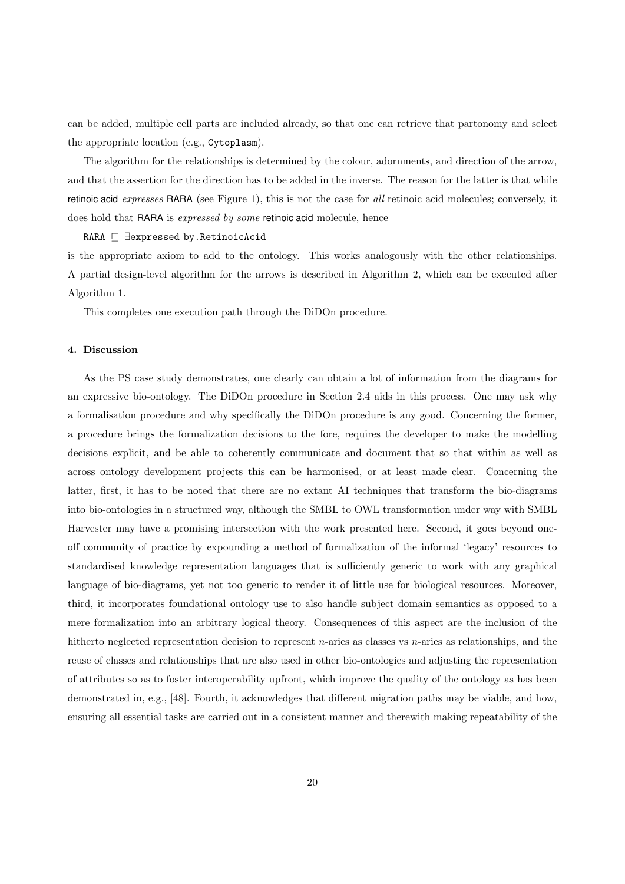can be added, multiple cell parts are included already, so that one can retrieve that partonomy and select the appropriate location (e.g., `Cytoplasm`).

The algorithm for the relationships is determined by the colour, adornments, and direction of the arrow, and that the assertion for the direction has to be added in the inverse. The reason for the latter is that while retinoic acid *expresses* RARA (see Figure 1), this is not the case for *all* retinoic acid molecules; conversely, it does hold that RARA is *expressed by some* retinoic acid molecule, hence

$$\texttt{RARA} \sqsubseteq \exists \texttt{expressed\_by.RetinoicAcid}$$

is the appropriate axiom to add to the ontology. This works analogously with the other relationships. A partial design-level algorithm for the arrows is described in Algorithm 2, which can be executed after Algorithm 1.

This completes one execution path through the DiDOn procedure.

#### 4. Discussion

As the PS case study demonstrates, one clearly can obtain a lot of information from the diagrams for an expressive bio-ontology. The DiDOn procedure in Section 2.4 aids in this process. One may ask why a formalisation procedure and why specifically the DiDOn procedure is any good. Concerning the former, a procedure brings the formalization decisions to the fore, requires the developer to make the modelling decisions explicit, and be able to coherently communicate and document that so that within as well as across ontology development projects this can be harmonised, or at least made clear. Concerning the latter, first, it has to be noted that there are no extant AI techniques that transform the bio-diagrams into bio-ontologies in a structured way, although the SMBL to OWL transformation under way with SMBL Harvester may have a promising intersection with the work presented here. Second, it goes beyond one-off community of practice by expounding a method of formalization of the informal 'legacy' resources to standardised knowledge representation languages that is sufficiently generic to work with any graphical language of bio-diagrams, yet not too generic to render it of little use for biological resources. Moreover, third, it incorporates foundational ontology use to also handle subject domain semantics as opposed to a mere formalization into an arbitrary logical theory. Consequences of this aspect are the inclusion of the hitherto neglected representation decision to represent $n$-aries as classes vs $n$-aries as relationships, and the reuse of classes and relationships that are also used in other bio-ontologies and adjusting the representation of attributes so as to foster interoperability upfront, which improve the quality of the ontology as has been demonstrated in, e.g., [48]. Fourth, it acknowledges that different migration paths may be viable, and how, ensuring all essential tasks are carried out in a consistent manner and therewith making repeatability of the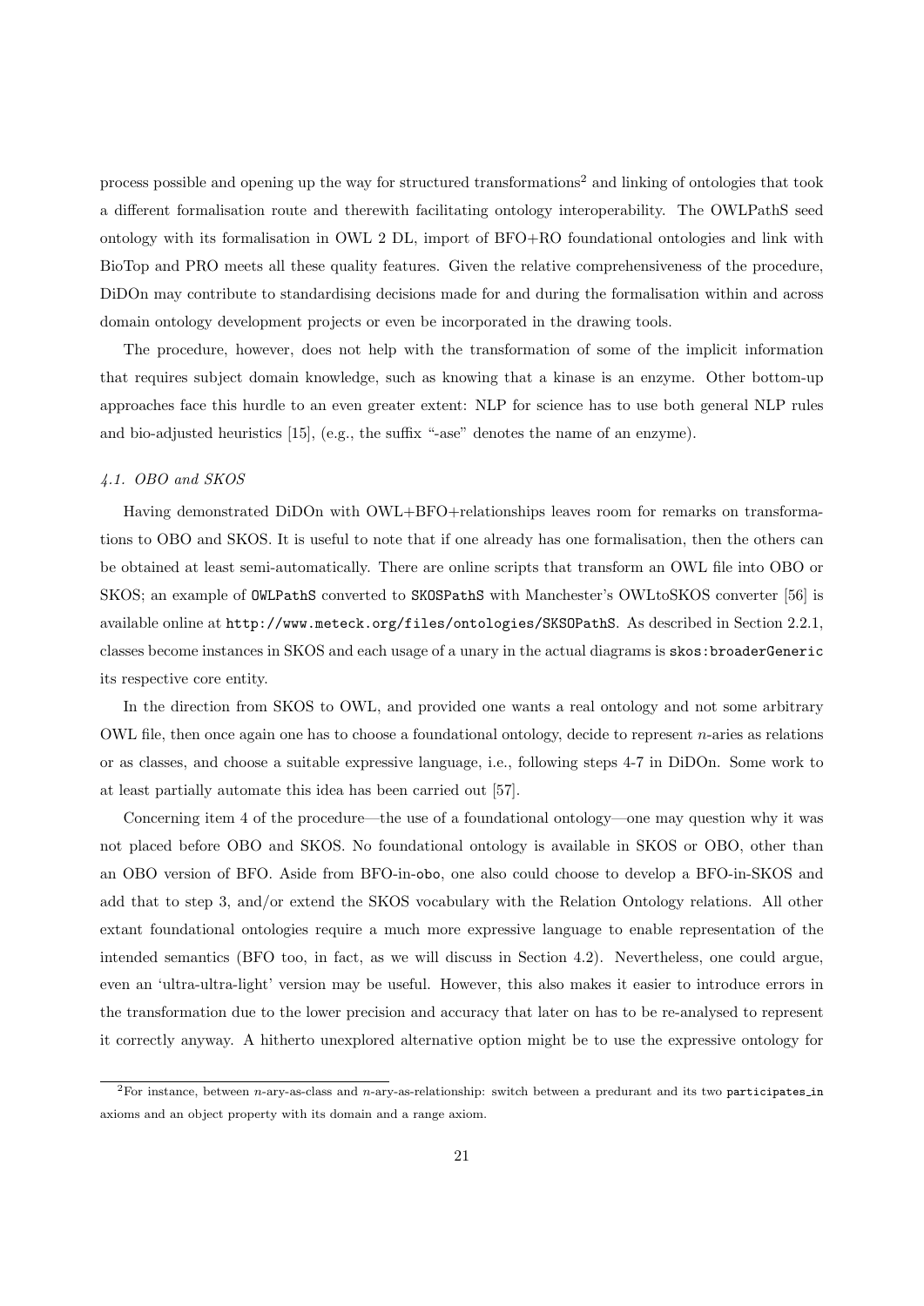process possible and opening up the way for structured transformations[2] and linking of ontologies that took a different formalisation route and therewith facilitating ontology interoperability. The OWLPathS seed ontology with its formalisation in OWL 2 DL, import of BFO+RO foundational ontologies and link with BioTop and PRO meets all these quality features. Given the relative comprehensiveness of the procedure, DiDOn may contribute to standardising decisions made for and during the formalisation within and across domain ontology development projects or even be incorporated in the drawing tools.

The procedure, however, does not help with the transformation of some of the implicit information that requires subject domain knowledge, such as knowing that a kinase is an enzyme. Other bottom-up approaches face this hurdle to an even greater extent: NLP for science has to use both general NLP rules and bio-adjusted heuristics [15], (e.g., the suffix "-ase" denotes the name of an enzyme).

### *4.1. OBO and SKOS*

Having demonstrated DiDOn with OWL+BFO+relationships leaves room for remarks on transformations to OBO and SKOS. It is useful to note that if one already has one formalisation, then the others can be obtained at least semi-automatically. There are online scripts that transform an OWL file into OBO or SKOS; an example of `OWLPathS` converted to `SKOSPathS` with Manchester's OWLtoSKOS converter [56] is available online at `http://www.meteck.org/files/ontologies/SKSOPathS`. As described in Section 2.2.1, classes become instances in SKOS and each usage of a unary in the actual diagrams is `skos:broaderGeneric` its respective core entity.

In the direction from SKOS to OWL, and provided one wants a real ontology and not some arbitrary OWL file, then once again one has to choose a foundational ontology, decide to represent $n$-aries as relations or as classes, and choose a suitable expressive language, i.e., following steps 4-7 in DiDOn. Some work to at least partially automate this idea has been carried out [57].

Concerning item 4 of the procedure—the use of a foundational ontology—one may question why it was not placed before OBO and SKOS. No foundational ontology is available in SKOS or OBO, other than an OBO version of BFO. Aside from BFO-in-`obo`, one also could choose to develop a BFO-in-SKOS and add that to step 3, and/or extend the SKOS vocabulary with the Relation Ontology relations. All other extant foundational ontologies require a much more expressive language to enable representation of the intended semantics (BFO too, in fact, as we will discuss in Section 4.2). Nevertheless, one could argue, even an 'ultra-ultra-light' version may be useful. However, this also makes it easier to introduce errors in the transformation due to the lower precision and accuracy that later on has to be re-analysed to represent it correctly anyway. A hitherto unexplored alternative option might be to use the expressive ontology for

[2] For instance, between $n$-ary-as-class and $n$-ary-as-relationship: switch between a predurant and its two `participates_in` axioms and an object property with its domain and a range axiom.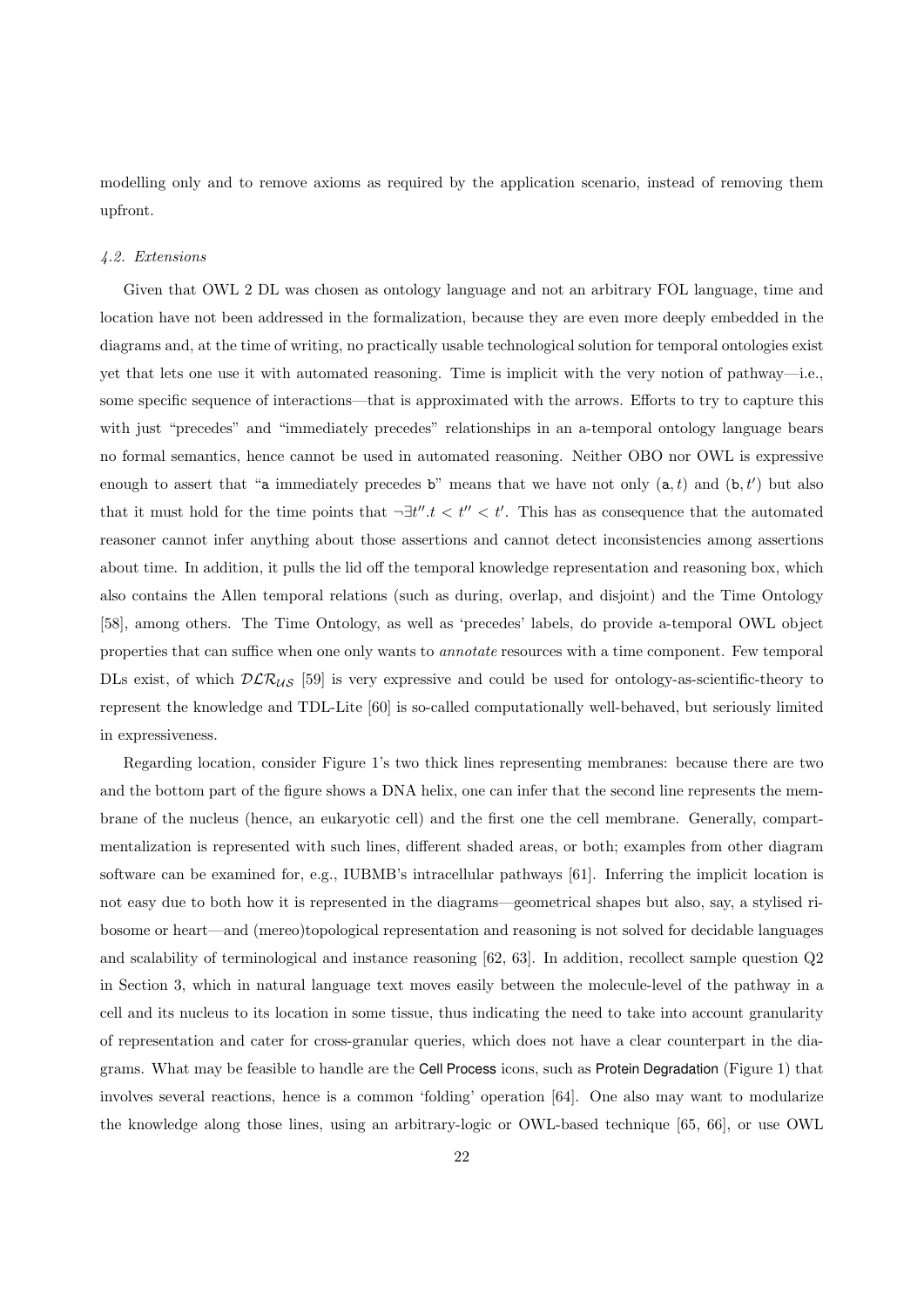modelling only and to remove axioms as required by the application scenario, instead of removing them upfront.

### *4.2. Extensions*

Given that OWL 2 DL was chosen as ontology language and not an arbitrary FOL language, time and location have not been addressed in the formalization, because they are even more deeply embedded in the diagrams and, at the time of writing, no practically usable technological solution for temporal ontologies exist yet that lets one use it with automated reasoning. Time is implicit with the very notion of pathway—i.e., some specific sequence of interactions—that is approximated with the arrows. Efforts to try to capture this with just "precedes" and "immediately precedes" relationships in an a-temporal ontology language bears no formal semantics, hence cannot be used in automated reasoning. Neither OBO nor OWL is expressive enough to assert that "$\mathtt{a}$ immediately precedes $\mathtt{b}$" means that we have not only $(\mathtt{a}, t)$ and $(\mathtt{b}, t')$ but also that it must hold for the time points that $\neg\exists t''.t < t'' < t'$. This has as consequence that the automated reasoner cannot infer anything about those assertions and cannot detect inconsistencies among assertions about time. In addition, it pulls the lid off the temporal knowledge representation and reasoning box, which also contains the Allen temporal relations (such as during, overlap, and disjoint) and the Time Ontology [58], among others. The Time Ontology, as well as 'precedes' labels, do provide a-temporal OWL object properties that can suffice when one only wants to *annotate* resources with a time component. Few temporal DLs exist, of which $\mathcal{DLR}_{\mathcal{US}}$ [59] is very expressive and could be used for ontology-as-scientific-theory to represent the knowledge and TDL-Lite [60] is so-called computationally well-behaved, but seriously limited in expressiveness.

Regarding location, consider Figure 1's two thick lines representing membranes: because there are two and the bottom part of the figure shows a DNA helix, one can infer that the second line represents the membrane of the nucleus (hence, an eukaryotic cell) and the first one the cell membrane. Generally, compartmentalization is represented with such lines, different shaded areas, or both; examples from other diagram software can be examined for, e.g., IUBMB's intracellular pathways [61]. Inferring the implicit location is not easy due to both how it is represented in the diagrams—geometrical shapes but also, say, a stylised ribosome or heart—and (mereo)topological representation and reasoning is not solved for decidable languages and scalability of terminological and instance reasoning [62, 63]. In addition, recollect sample question Q2 in Section 3, which in natural language text moves easily between the molecule-level of the pathway in a cell and its nucleus to its location in some tissue, thus indicating the need to take into account granularity of representation and cater for cross-granular queries, which does not have a clear counterpart in the diagrams. What may be feasible to handle are the Cell Process icons, such as Protein Degradation (Figure 1) that involves several reactions, hence is a common 'folding' operation [64]. One also may want to modularize the knowledge along those lines, using an arbitrary-logic or OWL-based technique [65, 66], or use OWL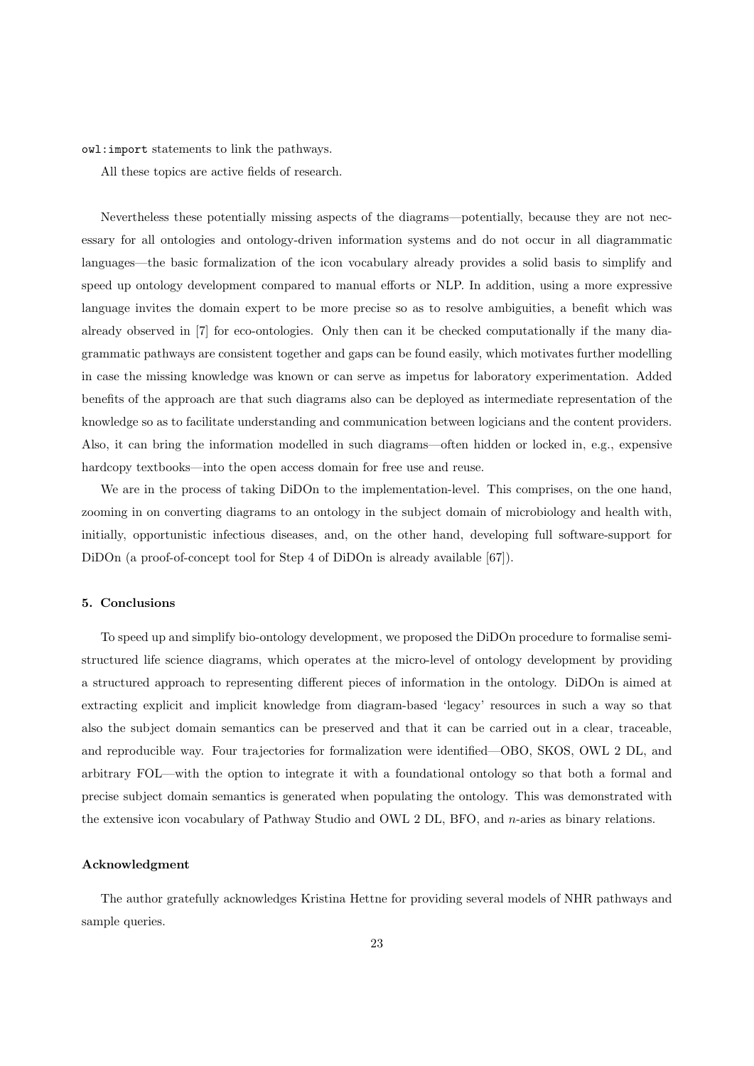`owl:import` statements to link the pathways.

All these topics are active fields of research.

Nevertheless these potentially missing aspects of the diagrams—potentially, because they are not necessary for all ontologies and ontology-driven information systems and do not occur in all diagrammatic languages—the basic formalization of the icon vocabulary already provides a solid basis to simplify and speed up ontology development compared to manual efforts or NLP. In addition, using a more expressive language invites the domain expert to be more precise so as to resolve ambiguities, a benefit which was already observed in [7] for eco-ontologies. Only then can it be checked computationally if the many diagrammatic pathways are consistent together and gaps can be found easily, which motivates further modelling in case the missing knowledge was known or can serve as impetus for laboratory experimentation. Added benefits of the approach are that such diagrams also can be deployed as intermediate representation of the knowledge so as to facilitate understanding and communication between logicians and the content providers. Also, it can bring the information modelled in such diagrams—often hidden or locked in, e.g., expensive hardcopy textbooks—into the open access domain for free use and reuse.

We are in the process of taking DiDOn to the implementation-level. This comprises, on the one hand, zooming in on converting diagrams to an ontology in the subject domain of microbiology and health with, initially, opportunistic infectious diseases, and, on the other hand, developing full software-support for DiDOn (a proof-of-concept tool for Step 4 of DiDOn is already available [67]).

## 5. Conclusions

To speed up and simplify bio-ontology development, we proposed the DiDOn procedure to formalise semi-structured life science diagrams, which operates at the micro-level of ontology development by providing a structured approach to representing different pieces of information in the ontology. DiDOn is aimed at extracting explicit and implicit knowledge from diagram-based 'legacy' resources in such a way so that also the subject domain semantics can be preserved and that it can be carried out in a clear, traceable, and reproducible way. Four trajectories for formalization were identified—OBO, SKOS, OWL 2 DL, and arbitrary FOL—with the option to integrate it with a foundational ontology so that both a formal and precise subject domain semantics is generated when populating the ontology. This was demonstrated with the extensive icon vocabulary of Pathway Studio and OWL 2 DL, BFO, and $n$-aries as binary relations.

## Acknowledgment

The author gratefully acknowledges Kristina Hettne for providing several models of NHR pathways and sample queries.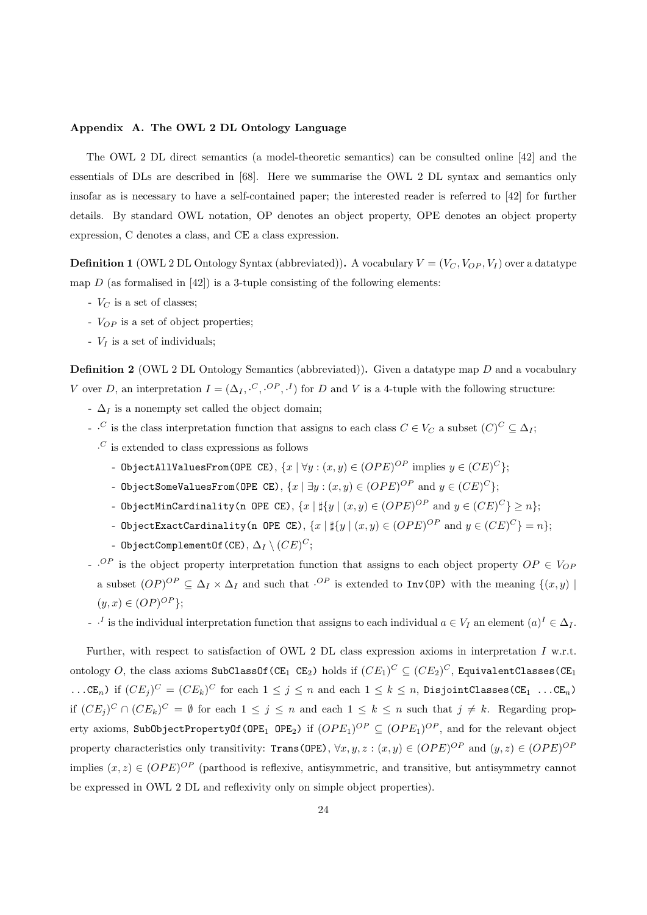### Appendix A. The OWL 2 DL Ontology Language

The OWL 2 DL direct semantics (a model-theoretic semantics) can be consulted online [42] and the essentials of DLs are described in [68]. Here we summarise the OWL 2 DL syntax and semantics only insofar as is necessary to have a self-contained paper; the interested reader is referred to [42] for further details. By standard OWL notation, OP denotes an object property, OPE denotes an object property expression, C denotes a class, and CE a class expression.

**Definition 1** (OWL 2 DL Ontology Syntax (abbreviated))**.** A vocabulary $V = (V_C, V_{OP}, V_I)$ over a datatype map $D$ (as formalised in [42]) is a 3-tuple consisting of the following elements:

- $V_C$ is a set of classes;
- $V_{OP}$ is a set of object properties;
- $V_I$ is a set of individuals;

**Definition 2** (OWL 2 DL Ontology Semantics (abbreviated))**.** Given a datatype map $D$ and a vocabulary $V$ over $D$, an interpretation $I = (\Delta_I, \cdot^C, \cdot^{OP}, \cdot^I)$ for $D$ and $V$ is a 4-tuple with the following structure:

- $\Delta_I$ is a nonempty set called the object domain;
- $\cdot^C$ is the class interpretation function that assigns to each class $C \in V_C$ a subset $(C)^C \subseteq \Delta_I$;
  $\cdot^C$ is extended to class expressions as follows
  - `ObjectAllValuesFrom(OPE CE)`, $\{x \mid \forall y : (x, y) \in (OPE)^{OP} \text{ implies } y \in (CE)^C\}$;
  - `ObjectSomeValuesFrom(OPE CE)`, $\{x \mid \exists y : (x, y) \in (OPE)^{OP} \text{ and } y \in (CE)^C\}$;
  - `ObjectMinCardinality(n OPE CE)`, $\{x \mid \sharp\{y \mid (x, y) \in (OPE)^{OP} \text{ and } y \in (CE)^C\} \geq n\}$;
  - `ObjectExactCardinality(n OPE CE)`, $\{x \mid \sharp\{y \mid (x, y) \in (OPE)^{OP} \text{ and } y \in (CE)^C\} = n\}$;
  - `ObjectComplementOf(CE)`, $\Delta_I \setminus (CE)^C$;
- $\cdot^{OP}$ is the object property interpretation function that assigns to each object property $OP \in V_{OP}$ a subset $(OP)^{OP} \subseteq \Delta_I \times \Delta_I$ and such that $\cdot^{OP}$ is extended to `Inv(OP)` with the meaning $\{(x, y) \mid (y, x) \in (OP)^{OP}\}$;
- $\cdot^I$ is the individual interpretation function that assigns to each individual $a \in V_I$ an element $(a)^I \in \Delta_I$.

Further, with respect to satisfaction of OWL 2 DL class expression axioms in interpretation $I$ w.r.t. ontology $O$, the class axioms `SubClassOf(CE`$_1$ `CE`$_2$`)` holds if $(CE_1)^C \subseteq (CE_2)^C$, `EquivalentClasses(CE`$_1$ `...CE`$_n$`)` if $(CE_j)^C = (CE_k)^C$ for each $1 \leq j \leq n$ and each $1 \leq k \leq n$, `DisjointClasses(CE`$_1$ `...CE`$_n$`)` if $(CE_j)^C \cap (CE_k)^C = \emptyset$ for each $1 \leq j \leq n$ and each $1 \leq k \leq n$ such that $j \neq k$. Regarding property axioms, `SubObjectPropertyOf(OPE`$_1$ `OPE`$_2$`)` if $(OPE_1)^{OP} \subseteq (OPE_1)^{OP}$, and for the relevant object property characteristics only transitivity: `Trans(OPE)`, $\forall x, y, z : (x, y) \in (OPE)^{OP}$ and $(y, z) \in (OPE)^{OP}$ implies $(x, z) \in (OPE)^{OP}$ (parthood is reflexive, antisymmetric, and transitive, but antisymmetry cannot be expressed in OWL 2 DL and reflexivity only on simple object properties).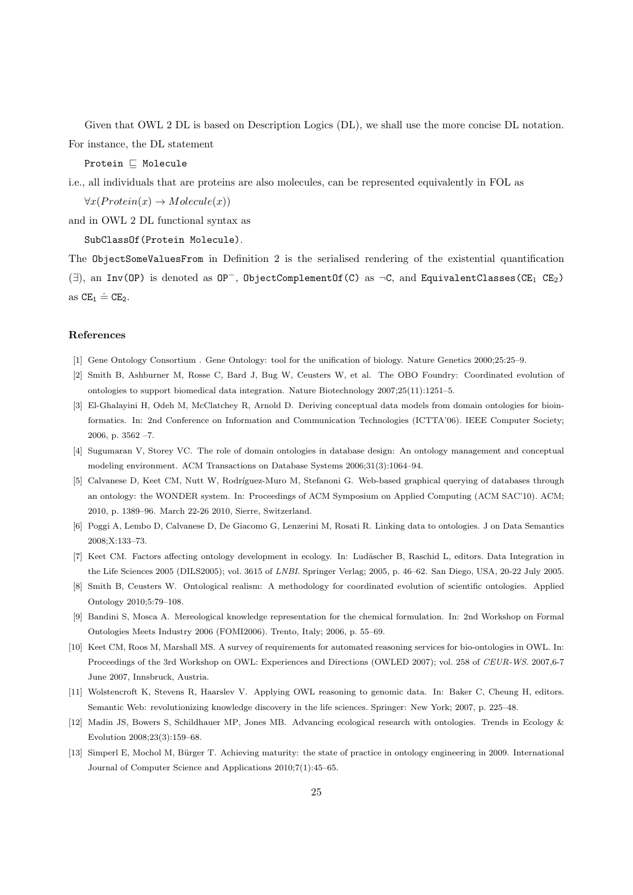Given that OWL 2 DL is based on Description Logics (DL), we shall use the more concise DL notation. For instance, the DL statement

`Protein` $\sqsubseteq$ `Molecule`

i.e., all individuals that are proteins are also molecules, can be represented equivalently in FOL as

$\forall x(Protein(x) \rightarrow Molecule(x))$

and in OWL 2 DL functional syntax as

`SubClassOf(Protein Molecule)`.

The `ObjectSomeValuesFrom` in Definition 2 is the serialised rendering of the existential quantification ($\exists$), an `Inv(OP)` is denoted as $\mathtt{OP}^-$, `ObjectComplementOf(C)` as $\neg$`C`, and `EquivalentClasses(`$\mathtt{CE}_1$ $\mathtt{CE}_2$`)` as $\mathtt{CE}_1 \doteq \mathtt{CE}_2$.

## References

[1] Gene Ontology Consortium . Gene Ontology: tool for the unification of biology. Nature Genetics 2000;25:25–9.

[2] Smith B, Ashburner M, Rosse C, Bard J, Bug W, Ceusters W, et al. The OBO Foundry: Coordinated evolution of ontologies to support biomedical data integration. Nature Biotechnology 2007;25(11):1251–5.

[3] El-Ghalayini H, Odeh M, McClatchey R, Arnold D. Deriving conceptual data models from domain ontologies for bioinformatics. In: 2nd Conference on Information and Communication Technologies (ICTTA'06). IEEE Computer Society; 2006, p. 3562 –7.

[4] Sugumaran V, Storey VC. The role of domain ontologies in database design: An ontology management and conceptual modeling environment. ACM Transactions on Database Systems 2006;31(3):1064–94.

[5] Calvanese D, Keet CM, Nutt W, Rodríguez-Muro M, Stefanoni G. Web-based graphical querying of databases through an ontology: the WONDER system. In: Proceedings of ACM Symposium on Applied Computing (ACM SAC'10). ACM; 2010, p. 1389–96. March 22-26 2010, Sierre, Switzerland.

[6] Poggi A, Lembo D, Calvanese D, De Giacomo G, Lenzerini M, Rosati R. Linking data to ontologies. J on Data Semantics 2008;X:133–73.

[7] Keet CM. Factors affecting ontology development in ecology. In: Ludäscher B, Raschid L, editors. Data Integration in the Life Sciences 2005 (DILS2005); vol. 3615 of *LNBI*. Springer Verlag; 2005, p. 46–62. San Diego, USA, 20-22 July 2005.

[8] Smith B, Ceusters W. Ontological realism: A methodology for coordinated evolution of scientific ontologies. Applied Ontology 2010;5:79–108.

[9] Bandini S, Mosca A. Mereological knowledge representation for the chemical formulation. In: 2nd Workshop on Formal Ontologies Meets Industry 2006 (FOMI2006). Trento, Italy; 2006, p. 55–69.

[10] Keet CM, Roos M, Marshall MS. A survey of requirements for automated reasoning services for bio-ontologies in OWL. In: Proceedings of the 3rd Workshop on OWL: Experiences and Directions (OWLED 2007); vol. 258 of *CEUR-WS*. 2007,6-7 June 2007, Innsbruck, Austria.

[11] Wolstencroft K, Stevens R, Haarslev V. Applying OWL reasoning to genomic data. In: Baker C, Cheung H, editors. Semantic Web: revolutionizing knowledge discovery in the life sciences. Springer: New York; 2007, p. 225–48.

[12] Madin JS, Bowers S, Schildhauer MP, Jones MB. Advancing ecological research with ontologies. Trends in Ecology & Evolution 2008;23(3):159–68.

[13] Simperl E, Mochol M, Bürger T. Achieving maturity: the state of practice in ontology engineering in 2009. International Journal of Computer Science and Applications 2010;7(1):45–65.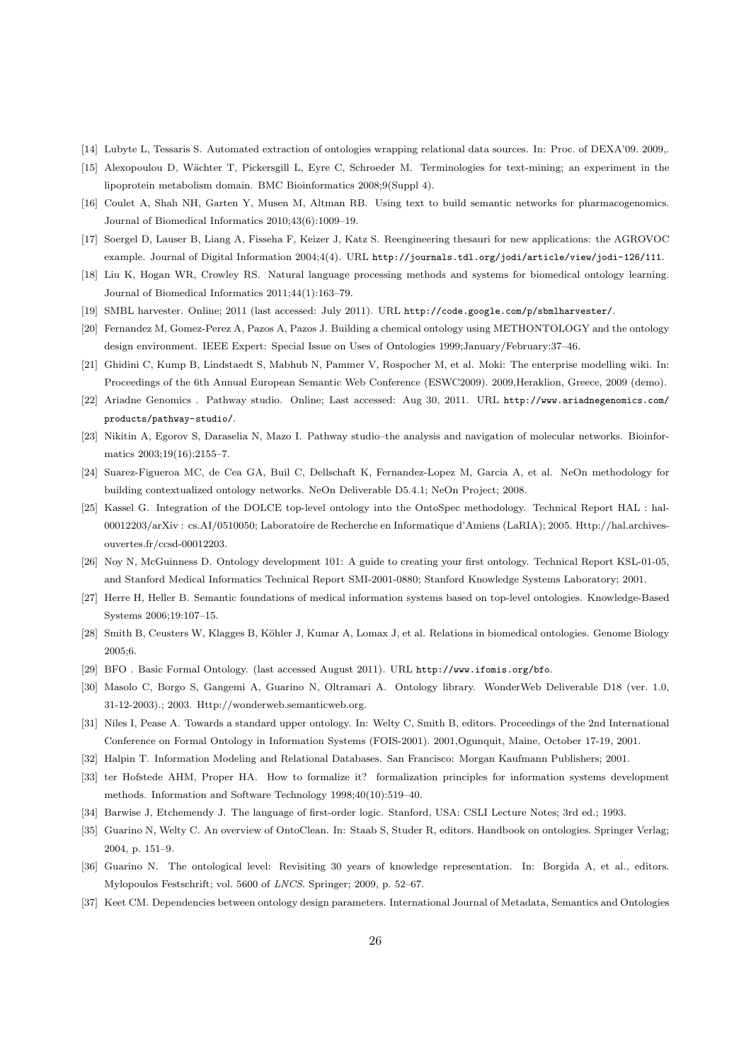[14] Lubyte L, Tessaris S. Automated extraction of ontologies wrapping relational data sources. In: Proc. of DEXA'09. 2009,.

[15] Alexopoulou D, Wächter T, Pickersgill L, Eyre C, Schroeder M. Terminologies for text-mining; an experiment in the lipoprotein metabolism domain. BMC Bioinformatics 2008;9(Suppl 4).

[16] Coulet A, Shah NH, Garten Y, Musen M, Altman RB. Using text to build semantic networks for pharmacogenomics. Journal of Biomedical Informatics 2010;43(6):1009–19.

[17] Soergel D, Lauser B, Liang A, Fisseha F, Keizer J, Katz S. Reengineering thesauri for new applications: the AGROVOC example. Journal of Digital Information 2004;4(4). URL `http://journals.tdl.org/jodi/article/view/jodi-126/111`.

[18] Liu K, Hogan WR, Crowley RS. Natural language processing methods and systems for biomedical ontology learning. Journal of Biomedical Informatics 2011;44(1):163–79.

[19] SMBL harvester. Online; 2011 (last accessed: July 2011). URL `http://code.google.com/p/sbmlharvester/`.

[20] Fernandez M, Gomez-Perez A, Pazos A, Pazos J. Building a chemical ontology using METHONTOLOGY and the ontology design environment. IEEE Expert: Special Issue on Uses of Ontologies 1999;January/February:37–46.

[21] Ghidini C, Kump B, Lindstaedt S, Mabhub N, Pammer V, Rospocher M, et al. Moki: The enterprise modelling wiki. In: Proceedings of the 6th Annual European Semantic Web Conference (ESWC2009). 2009,Heraklion, Greece, 2009 (demo).

[22] Ariadne Genomics . Pathway studio. Online; Last accessed: Aug 30, 2011. URL `http://www.ariadnegenomics.com/products/pathway-studio/`.

[23] Nikitin A, Egorov S, Daraselia N, Mazo I. Pathway studio–the analysis and navigation of molecular networks. Bioinformatics 2003;19(16):2155–7.

[24] Suarez-Figueroa MC, de Cea GA, Buil C, Dellschaft K, Fernandez-Lopez M, Garcia A, et al. NeOn methodology for building contextualized ontology networks. NeOn Deliverable D5.4.1; NeOn Project; 2008.

[25] Kassel G. Integration of the DOLCE top-level ontology into the OntoSpec methodology. Technical Report HAL : hal-00012203/arXiv : cs.AI/0510050; Laboratoire de Recherche en Informatique d'Amiens (LaRIA); 2005. Http://hal.archives-ouvertes.fr/ccsd-00012203.

[26] Noy N, McGuinness D. Ontology development 101: A guide to creating your first ontology. Technical Report KSL-01-05, and Stanford Medical Informatics Technical Report SMI-2001-0880; Stanford Knowledge Systems Laboratory; 2001.

[27] Herre H, Heller B. Semantic foundations of medical information systems based on top-level ontologies. Knowledge-Based Systems 2006;19:107–15.

[28] Smith B, Ceusters W, Klagges B, Köhler J, Kumar A, Lomax J, et al. Relations in biomedical ontologies. Genome Biology 2005;6.

[29] BFO . Basic Formal Ontology. (last accessed August 2011). URL `http://www.ifomis.org/bfo`.

[30] Masolo C, Borgo S, Gangemi A, Guarino N, Oltramari A. Ontology library. WonderWeb Deliverable D18 (ver. 1.0, 31-12-2003).; 2003. Http://wonderweb.semanticweb.org.

[31] Niles I, Pease A. Towards a standard upper ontology. In: Welty C, Smith B, editors. Proceedings of the 2nd International Conference on Formal Ontology in Information Systems (FOIS-2001). 2001,Ogunquit, Maine, October 17-19, 2001.

[32] Halpin T. Information Modeling and Relational Databases. San Francisco: Morgan Kaufmann Publishers; 2001.

[33] ter Hofstede AHM, Proper HA. How to formalize it? formalization principles for information systems development methods. Information and Software Technology 1998;40(10):519–40.

[34] Barwise J, Etchemendy J. The language of first-order logic. Stanford, USA: CSLI Lecture Notes; 3rd ed.; 1993.

[35] Guarino N, Welty C. An overview of OntoClean. In: Staab S, Studer R, editors. Handbook on ontologies. Springer Verlag; 2004, p. 151–9.

[36] Guarino N. The ontological level: Revisiting 30 years of knowledge representation. In: Borgida A, et al., editors. Mylopoulos Festschrift; vol. 5600 of *LNCS*. Springer; 2009, p. 52–67.

[37] Keet CM. Dependencies between ontology design parameters. International Journal of Metadata, Semantics and Ontologies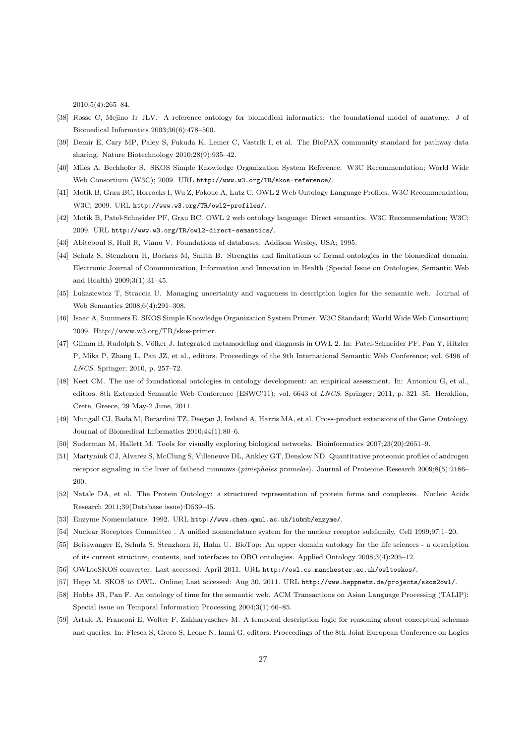2010;5(4):265–84.

[38] Rosse C, Mejino Jr JLV. A reference ontology for biomedical informatics: the foundational model of anatomy. J of Biomedical Informatics 2003;36(6):478–500.

[39] Demir E, Cary MP, Paley S, Fukuda K, Lemer C, Vastrik I, et al. The BioPAX community standard for pathway data sharing. Nature Biotechnology 2010;28(9):935–42.

[40] Miles A, Bechhofer S. SKOS Simple Knowledge Organization System Reference. W3C Recommendation; World Wide Web Consortium (W3C); 2009. URL http://www.w3.org/TR/skos-reference/.

[41] Motik B, Grau BC, Horrocks I, Wu Z, Fokoue A, Lutz C. OWL 2 Web Ontology Language Profiles. W3C Recommendation; W3C; 2009. URL http://www.w3.org/TR/owl2-profiles/.

[42] Motik B, Patel-Schneider PF, Grau BC. OWL 2 web ontology language: Direct semantics. W3C Recommendation; W3C; 2009. URL http://www.w3.org/TR/owl2-direct-semantics/.

[43] Abiteboul S, Hull R, Vianu V. Foundations of databases. Addison Wesley, USA; 1995.

[44] Schulz S, Stenzhorn H, Boekers M, Smith B. Strengths and limitations of formal ontologies in the biomedical domain. Electronic Journal of Communication, Information and Innovation in Health (Special Issue on Ontologies, Semantic Web and Health) 2009;3(1):31–45.

[45] Lukasiewicz T, Straccia U. Managing uncertainty and vagueness in description logics for the semantic web. Journal of Web Semantics 2008;6(4):291–308.

[46] Isaac A, Summers E. SKOS Simple Knowledge Organization System Primer. W3C Standard; World Wide Web Consortium; 2009. Http://www.w3.org/TR/skos-primer.

[47] Glimm B, Rudolph S, Völker J. Integrated metamodeling and diagnosis in OWL 2. In: Patel-Schneider PF, Pan Y, Hitzler P, Mika P, Zhang L, Pan JZ, et al., editors. Proceedings of the 9th International Semantic Web Conference; vol. 6496 of *LNCS*. Springer; 2010, p. 257–72.

[48] Keet CM. The use of foundational ontologies in ontology development: an empirical assessment. In: Antoniou G, et al., editors. 8th Extended Semantic Web Conference (ESWC'11); vol. 6643 of *LNCS*. Springer; 2011, p. 321–35. Heraklion, Crete, Greece, 29 May-2 June, 2011.

[49] Mungall CJ, Bada M, Berardini TZ, Deegan J, Ireland A, Harris MA, et al. Cross-product extensions of the Gene Ontology. Journal of Biomedical Informatics 2010;44(1):80–6.

[50] Suderman M, Hallett M. Tools for visually exploring biological networks. Bioinformatics 2007;23(20):2651–9.

[51] Martyniuk CJ, Alvarez S, McClung S, Villeneuve DL, Ankley GT, Denslow ND. Quantitative proteomic profiles of androgen receptor signaling in the liver of fathead minnows (*pimephales promelas*). Journal of Proteome Research 2009;8(5):2186–200.

[52] Natale DA, et al. The Protein Ontology: a structured representation of protein forms and complexes. Nucleic Acids Research 2011;39(Database issue):D539–45.

[53] Enzyme Nomenclature. 1992. URL http://www.chem.qmul.ac.uk/iubmb/enzyme/.

[54] Nuclear Receptors Committee . A unified nomenclature system for the nuclear receptor subfamily. Cell 1999;97:1–20.

[55] Beisswanger E, Schulz S, Stenzhorn H, Hahn U. BioTop: An upper domain ontology for the life sciences - a description of its current structure, contents, and interfaces to OBO ontologies. Applied Ontology 2008;3(4):205–12.

[56] OWLtoSKOS converter. Last accessed: April 2011. URL http://owl.cs.manchester.ac.uk/owltoskos/.

[57] Hepp M. SKOS to OWL. Online; Last accessed: Aug 30, 2011. URL http://www.heppnetz.de/projects/skos2owl/.

[58] Hobbs JR, Pan F. An ontology of time for the semantic web. ACM Transactions on Asian Language Processing (TALIP): Special issue on Temporal Information Processing 2004;3(1):66–85.

[59] Artale A, Franconi E, Wolter F, Zakharyaschev M. A temporal description logic for reasoning about conceptual schemas and queries. In: Flesca S, Greco S, Leone N, Ianni G, editors. Proceedings of the 8th Joint European Conference on Logics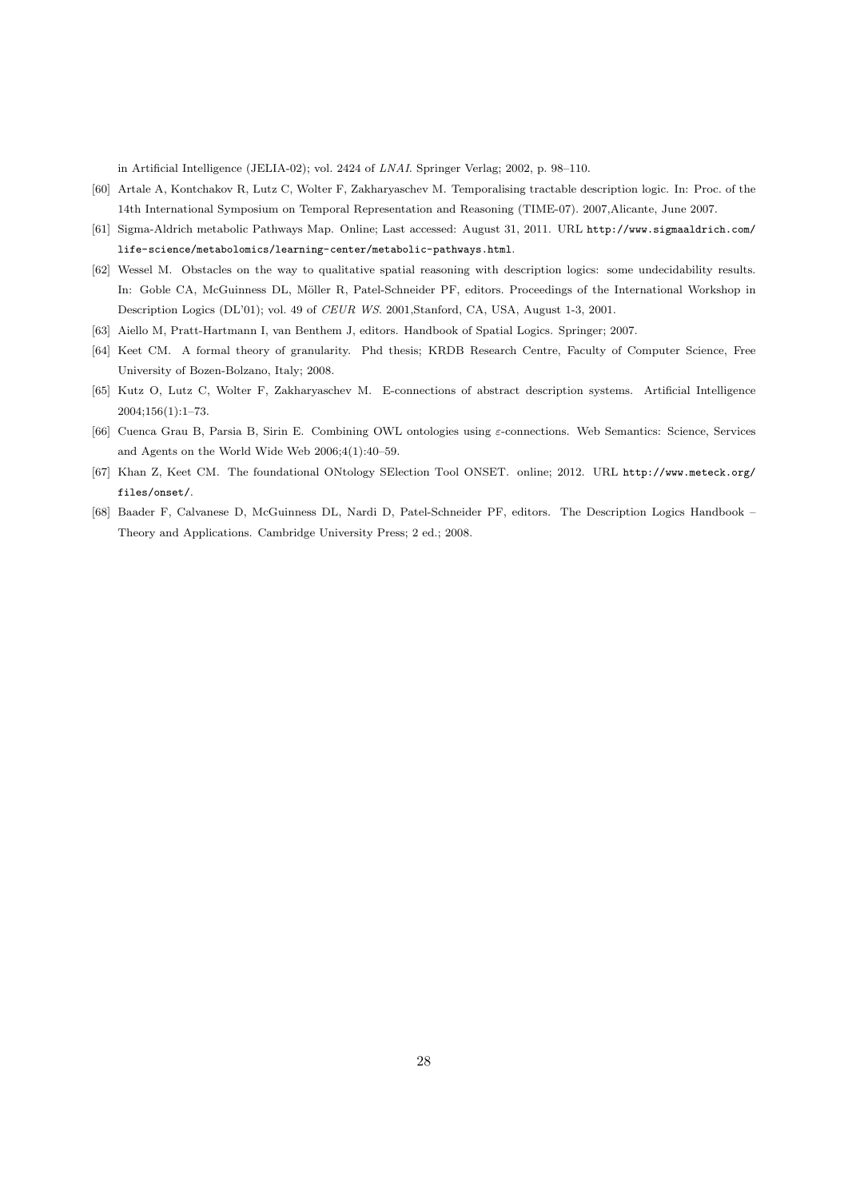in Artificial Intelligence (JELIA-02); vol. 2424 of *LNAI*. Springer Verlag; 2002, p. 98–110.

[60] Artale A, Kontchakov R, Lutz C, Wolter F, Zakharyaschev M. Temporalising tractable description logic. In: Proc. of the 14th International Symposium on Temporal Representation and Reasoning (TIME-07). 2007,Alicante, June 2007.

[61] Sigma-Aldrich metabolic Pathways Map. Online; Last accessed: August 31, 2011. URL `http://www.sigmaaldrich.com/life-science/metabolomics/learning-center/metabolic-pathways.html`.

[62] Wessel M. Obstacles on the way to qualitative spatial reasoning with description logics: some undecidability results. In: Goble CA, McGuinness DL, Möller R, Patel-Schneider PF, editors. Proceedings of the International Workshop in Description Logics (DL'01); vol. 49 of *CEUR WS*. 2001,Stanford, CA, USA, August 1-3, 2001.

[63] Aiello M, Pratt-Hartmann I, van Benthem J, editors. Handbook of Spatial Logics. Springer; 2007.

[64] Keet CM. A formal theory of granularity. Phd thesis; KRDB Research Centre, Faculty of Computer Science, Free University of Bozen-Bolzano, Italy; 2008.

[65] Kutz O, Lutz C, Wolter F, Zakharyaschev M. E-connections of abstract description systems. Artificial Intelligence 2004;156(1):1–73.

[66] Cuenca Grau B, Parsia B, Sirin E. Combining OWL ontologies using $\varepsilon$-connections. Web Semantics: Science, Services and Agents on the World Wide Web 2006;4(1):40–59.

[67] Khan Z, Keet CM. The foundational ONtology SElection Tool ONSET. online; 2012. URL `http://www.meteck.org/files/onset/`.

[68] Baader F, Calvanese D, McGuinness DL, Nardi D, Patel-Schneider PF, editors. The Description Logics Handbook – Theory and Applications. Cambridge University Press; 2 ed.; 2008.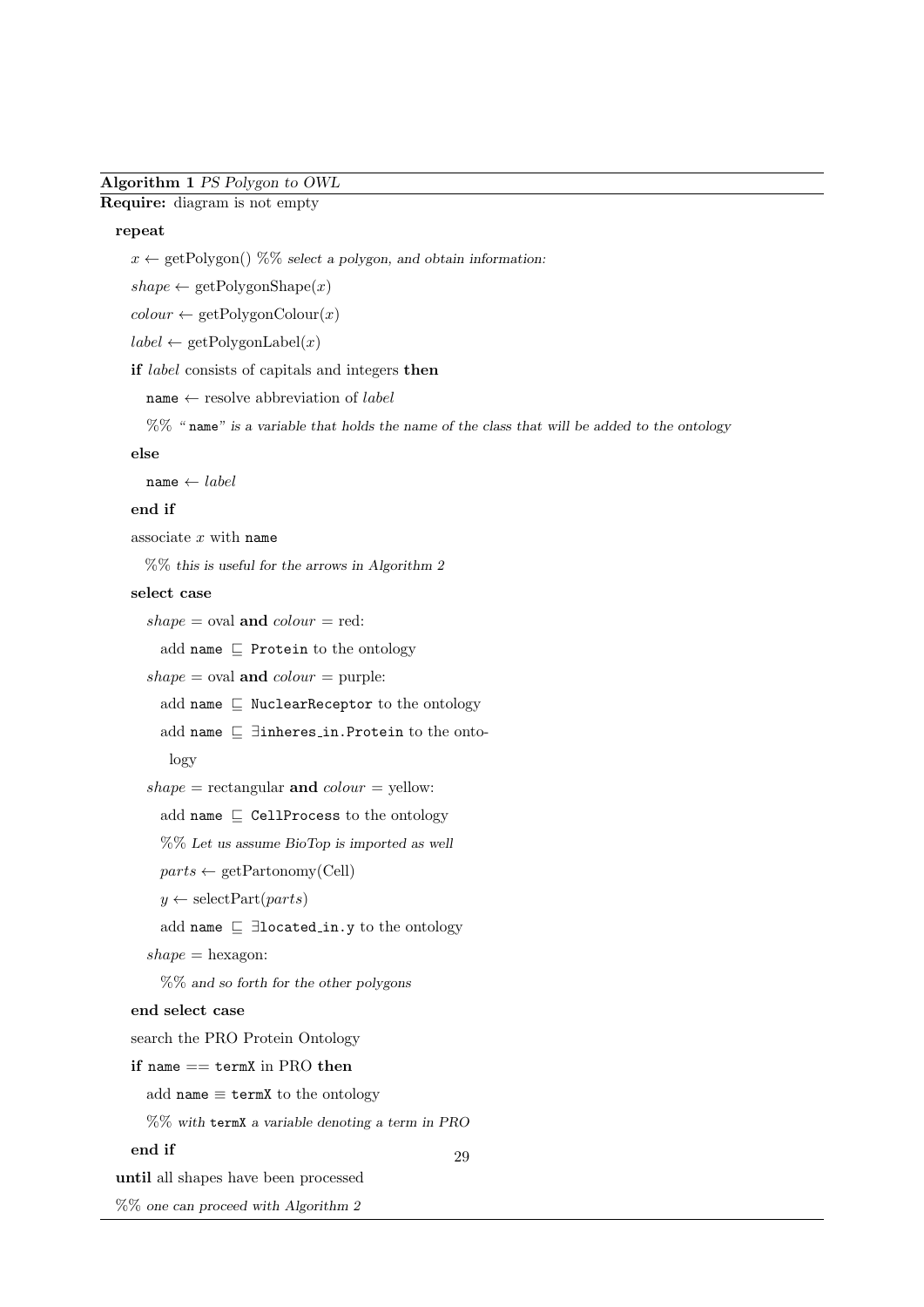**Algorithm 1** *PS Polygon to OWL*

**Require:** diagram is not empty

**repeat**

$x \leftarrow$ getPolygon() %% *select a polygon, and obtain information:*

$shape \leftarrow$ getPolygonShape($x$)

$colour \leftarrow$ getPolygonColour($x$)

$label \leftarrow$ getPolygonLabel($x$)

**if** *label* consists of capitals and integers **then**

`name` $\leftarrow$ resolve abbreviation of *label*

%% *"*`name`*" is a variable that holds the name of the class that will be added to the ontology*

**else**

`name` $\leftarrow$ *label*

**end if**

associate $x$ with `name`

%% *this is useful for the arrows in Algorithm 2*

**select case**

$shape$ = oval **and** $colour$ = red:

add `name` $\sqsubseteq$ `Protein` to the ontology

$shape$ = oval **and** $colour$ = purple:

add `name` $\sqsubseteq$ `NuclearReceptor` to the ontology

add `name` $\sqsubseteq$ $\exists$`inheres_in.Protein` to the ontology

$shape$ = rectangular **and** $colour$ = yellow:

add `name` $\sqsubseteq$ `CellProcess` to the ontology

%% *Let us assume BioTop is imported as well*

$parts \leftarrow$ getPartonomy(Cell)

$y \leftarrow$ selectPart($parts$)

add `name` $\sqsubseteq$ $\exists$`located_in.y` to the ontology

$shape$ = hexagon:

%% *and so forth for the other polygons*

**end select case**

search the PRO Protein Ontology

**if** `name` == `termX` in PRO **then**

add `name` $\equiv$ `termX` to the ontology

%% *with* `termX` *a variable denoting a term in PRO*

**end if**

**until** all shapes have been processed

%% *one can proceed with Algorithm 2*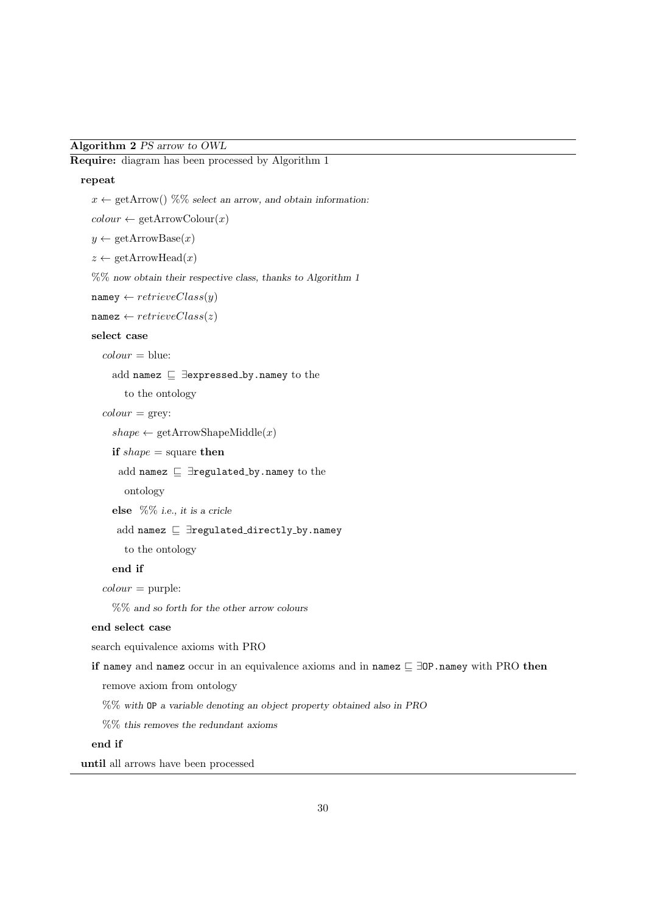**Algorithm 2** *PS arrow to OWL*

**Require:** diagram has been processed by Algorithm 1

**repeat**

- $x \leftarrow$ getArrow() %% *select an arrow, and obtain information:*
- $colour \leftarrow$ getArrowColour($x$)
- $y \leftarrow$ getArrowBase($x$)
- $z \leftarrow$ getArrowHead($x$)
- %% *now obtain their respective class, thanks to Algorithm 1*
- `namey` $\leftarrow retrieveClass(y)$
- `namez` $\leftarrow retrieveClass(z)$
- **select case**
  - $colour$ = blue:
    - add `namez` $\sqsubseteq \exists$`expressed_by.namey` to the to the ontology
  - $colour$ = grey:
    - $shape \leftarrow$ getArrowShapeMiddle($x$)
    - **if** $shape$ = square **then**
      - add `namez` $\sqsubseteq \exists$`regulated_by.namey` to the ontology
    - **else** %% *i.e., it is a cricle*
      - add `namez` $\sqsubseteq \exists$`regulated_directly_by.namey` to the ontology
    - **end if**
  - $colour$ = purple:
    - %% *and so forth for the other arrow colours*
- **end select case**
- search equivalence axioms with PRO
- **if** `namey` and `namez` occur in an equivalence axioms and in `namez` $\sqsubseteq \exists$`OP.namey` with PRO **then**
  - remove axiom from ontology
  - %% *with* `OP` *a variable denoting an object property obtained also in PRO*
  - %% *this removes the redundant axioms*
- **end if**

**until** all arrows have been processed